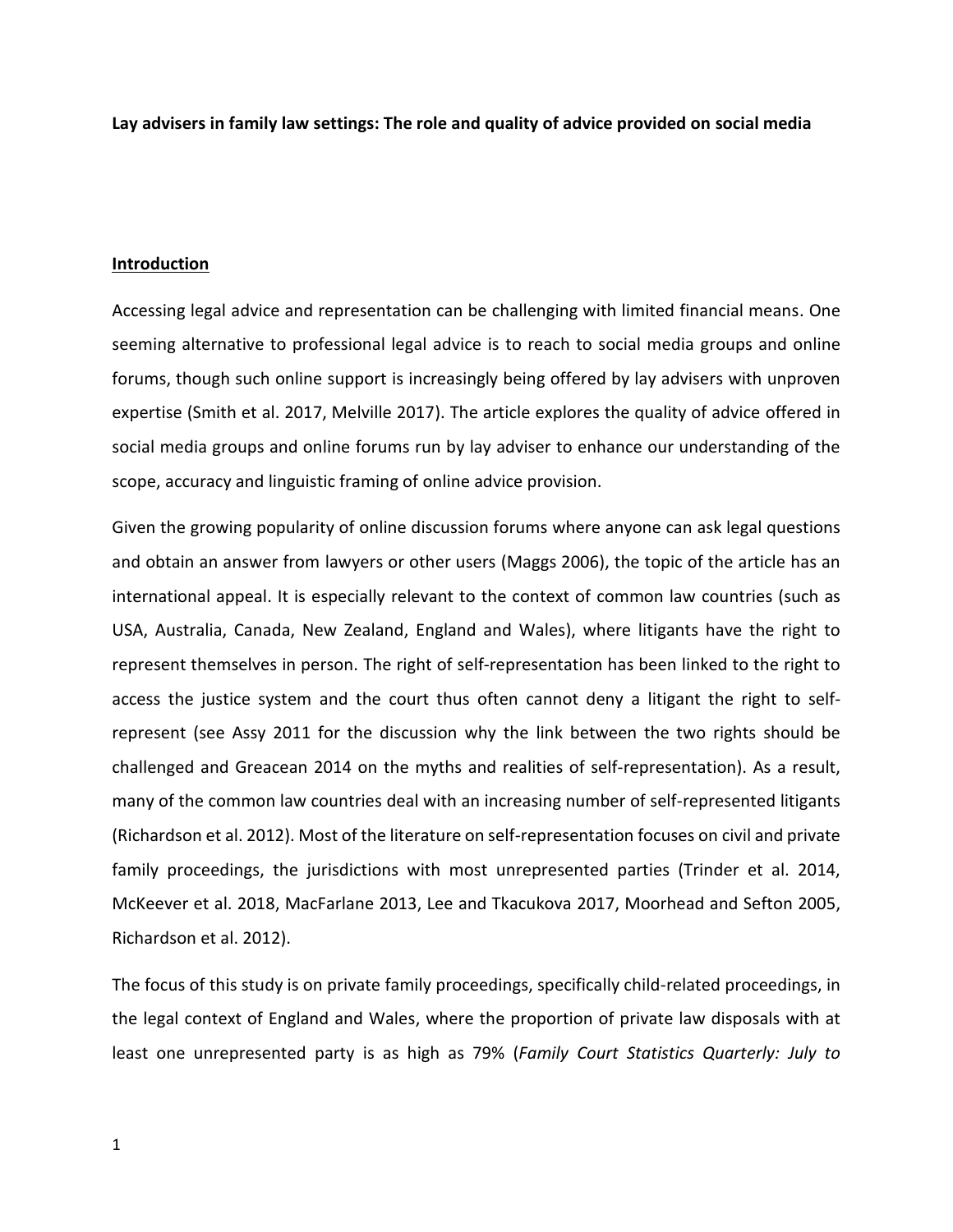**Lay advisers in family law settings: The role and quality of advice provided on social media**

## Introduction

Accessing legal advice and representation can be challenging with limited financial means. One seeming alternative to professional legal advice is to reach to social media groups and online forums, though such online support is increasingly being offered by lay advisers with unproven expertise (Smith et al. 2017, Melville 2017). The article explores the quality of advice offered in social media groups and online forums run by lay adviser to enhance our understanding of the scope, accuracy and linguistic framing of online advice provision.

Given the growing popularity of online discussion forums where anyone can ask legal questions and obtain an answer from lawyers or other users (Maggs 2006), the topic of the article has an international appeal. It is especially relevant to the context of common law countries (such as USA, Australia, Canada, New Zealand, England and Wales), where litigants have the right to represent themselves in person. The right of self-representation has been linked to the right to access the justice system and the court thus often cannot deny a litigant the right to self-represent (see Assy 2011 for the discussion why the link between the two rights should be challenged and Greacean 2014 on the myths and realities of self-representation). As a result, many of the common law countries deal with an increasing number of self-represented litigants (Richardson et al. 2012). Most of the literature on self-representation focuses on civil and private family proceedings, the jurisdictions with most unrepresented parties (Trinder et al. 2014, McKeever et al. 2018, MacFarlane 2013, Lee and Tkacukova 2017, Moorhead and Sefton 2005, Richardson et al. 2012).

The focus of this study is on private family proceedings, specifically child-related proceedings, in the legal context of England and Wales, where the proportion of private law disposals with at least one unrepresented party is as high as 79% (*Family Court Statistics Quarterly: July to*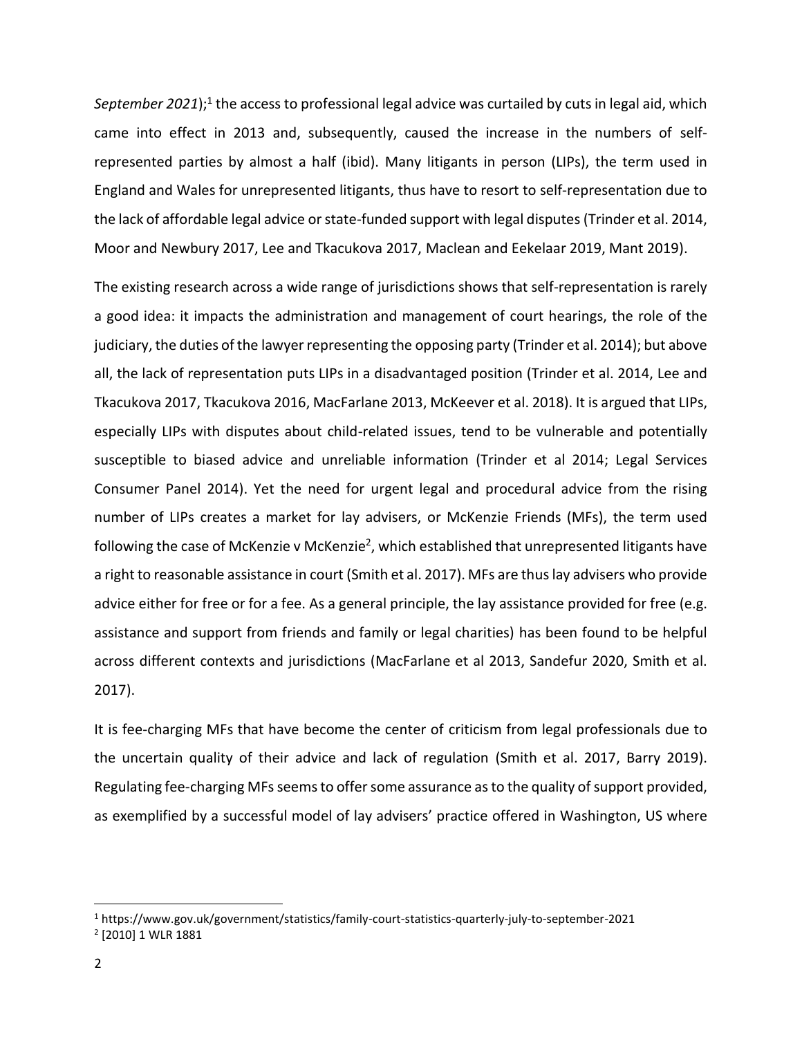*September 2021*);[1] the access to professional legal advice was curtailed by cuts in legal aid, which came into effect in 2013 and, subsequently, caused the increase in the numbers of self-represented parties by almost a half (ibid). Many litigants in person (LIPs), the term used in England and Wales for unrepresented litigants, thus have to resort to self-representation due to the lack of affordable legal advice or state-funded support with legal disputes (Trinder et al. 2014, Moor and Newbury 2017, Lee and Tkacukova 2017, Maclean and Eekelaar 2019, Mant 2019).

The existing research across a wide range of jurisdictions shows that self-representation is rarely a good idea: it impacts the administration and management of court hearings, the role of the judiciary, the duties of the lawyer representing the opposing party (Trinder et al. 2014); but above all, the lack of representation puts LIPs in a disadvantaged position (Trinder et al. 2014, Lee and Tkacukova 2017, Tkacukova 2016, MacFarlane 2013, McKeever et al. 2018). It is argued that LIPs, especially LIPs with disputes about child-related issues, tend to be vulnerable and potentially susceptible to biased advice and unreliable information (Trinder et al 2014; Legal Services Consumer Panel 2014). Yet the need for urgent legal and procedural advice from the rising number of LIPs creates a market for lay advisers, or McKenzie Friends (MFs), the term used following the case of McKenzie v McKenzie[2], which established that unrepresented litigants have a right to reasonable assistance in court (Smith et al. 2017). MFs are thus lay advisers who provide advice either for free or for a fee. As a general principle, the lay assistance provided for free (e.g. assistance and support from friends and family or legal charities) has been found to be helpful across different contexts and jurisdictions (MacFarlane et al 2013, Sandefur 2020, Smith et al. 2017).

It is fee-charging MFs that have become the center of criticism from legal professionals due to the uncertain quality of their advice and lack of regulation (Smith et al. 2017, Barry 2019). Regulating fee-charging MFs seems to offer some assurance as to the quality of support provided, as exemplified by a successful model of lay advisers' practice offered in Washington, US where

[1] https://www.gov.uk/government/statistics/family-court-statistics-quarterly-july-to-september-2021

[2] [2010] 1 WLR 1881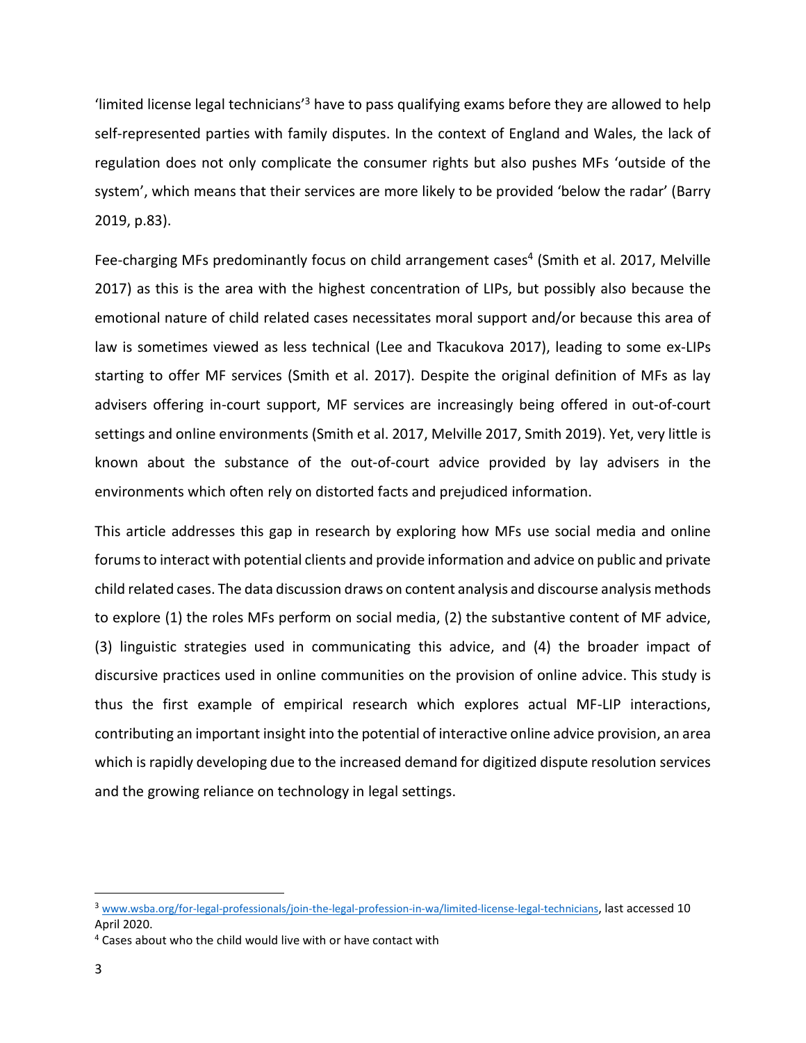'limited license legal technicians'[3] have to pass qualifying exams before they are allowed to help self-represented parties with family disputes. In the context of England and Wales, the lack of regulation does not only complicate the consumer rights but also pushes MFs 'outside of the system', which means that their services are more likely to be provided 'below the radar' (Barry 2019, p.83).

Fee-charging MFs predominantly focus on child arrangement cases[4] (Smith et al. 2017, Melville 2017) as this is the area with the highest concentration of LIPs, but possibly also because the emotional nature of child related cases necessitates moral support and/or because this area of law is sometimes viewed as less technical (Lee and Tkacukova 2017), leading to some ex-LIPs starting to offer MF services (Smith et al. 2017). Despite the original definition of MFs as lay advisers offering in-court support, MF services are increasingly being offered in out-of-court settings and online environments (Smith et al. 2017, Melville 2017, Smith 2019). Yet, very little is known about the substance of the out-of-court advice provided by lay advisers in the environments which often rely on distorted facts and prejudiced information.

This article addresses this gap in research by exploring how MFs use social media and online forums to interact with potential clients and provide information and advice on public and private child related cases. The data discussion draws on content analysis and discourse analysis methods to explore (1) the roles MFs perform on social media, (2) the substantive content of MF advice, (3) linguistic strategies used in communicating this advice, and (4) the broader impact of discursive practices used in online communities on the provision of online advice. This study is thus the first example of empirical research which explores actual MF-LIP interactions, contributing an important insight into the potential of interactive online advice provision, an area which is rapidly developing due to the increased demand for digitized dispute resolution services and the growing reliance on technology in legal settings.

---

[3] www.wsba.org/for-legal-professionals/join-the-legal-profession-in-wa/limited-license-legal-technicians, last accessed 10 April 2020.

[4] Cases about who the child would live with or have contact with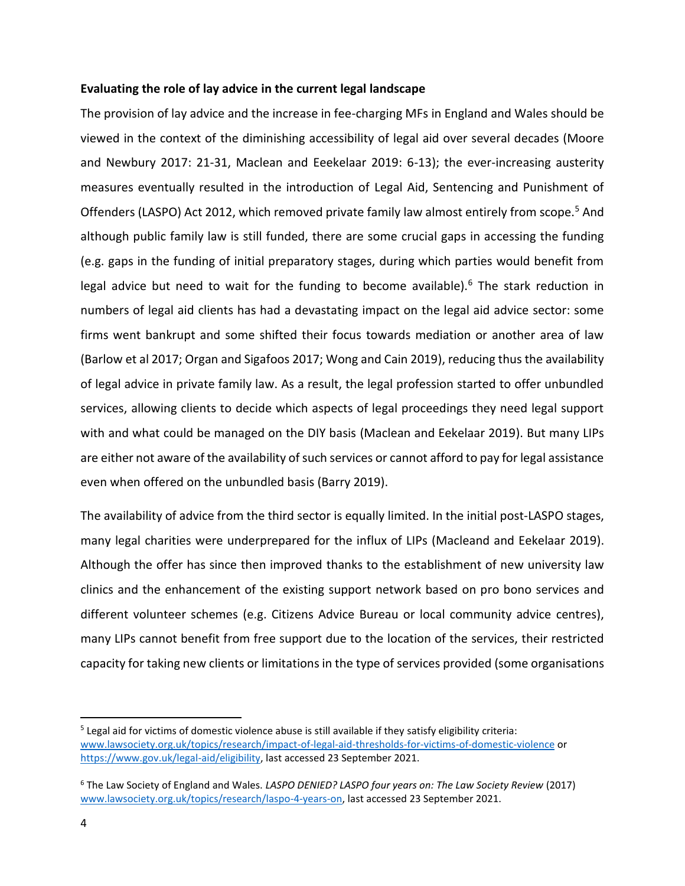**Evaluating the role of lay advice in the current legal landscape**

The provision of lay advice and the increase in fee-charging MFs in England and Wales should be viewed in the context of the diminishing accessibility of legal aid over several decades (Moore and Newbury 2017: 21-31, Maclean and Eeekelaar 2019: 6-13); the ever-increasing austerity measures eventually resulted in the introduction of Legal Aid, Sentencing and Punishment of Offenders (LASPO) Act 2012, which removed private family law almost entirely from scope.[5] And although public family law is still funded, there are some crucial gaps in accessing the funding (e.g. gaps in the funding of initial preparatory stages, during which parties would benefit from legal advice but need to wait for the funding to become available).[6] The stark reduction in numbers of legal aid clients has had a devastating impact on the legal aid advice sector: some firms went bankrupt and some shifted their focus towards mediation or another area of law (Barlow et al 2017; Organ and Sigafoos 2017; Wong and Cain 2019), reducing thus the availability of legal advice in private family law. As a result, the legal profession started to offer unbundled services, allowing clients to decide which aspects of legal proceedings they need legal support with and what could be managed on the DIY basis (Maclean and Eekelaar 2019). But many LIPs are either not aware of the availability of such services or cannot afford to pay for legal assistance even when offered on the unbundled basis (Barry 2019).

The availability of advice from the third sector is equally limited. In the initial post-LASPO stages, many legal charities were underprepared for the influx of LIPs (Macleand and Eekelaar 2019). Although the offer has since then improved thanks to the establishment of new university law clinics and the enhancement of the existing support network based on pro bono services and different volunteer schemes (e.g. Citizens Advice Bureau or local community advice centres), many LIPs cannot benefit from free support due to the location of the services, their restricted capacity for taking new clients or limitations in the type of services provided (some organisations

---

[5] Legal aid for victims of domestic violence abuse is still available if they satisfy eligibility criteria: www.lawsociety.org.uk/topics/research/impact-of-legal-aid-thresholds-for-victims-of-domestic-violence or https://www.gov.uk/legal-aid/eligibility, last accessed 23 September 2021.

[6] The Law Society of England and Wales. *LASPO DENIED? LASPO four years on: The Law Society Review* (2017) www.lawsociety.org.uk/topics/research/laspo-4-years-on, last accessed 23 September 2021.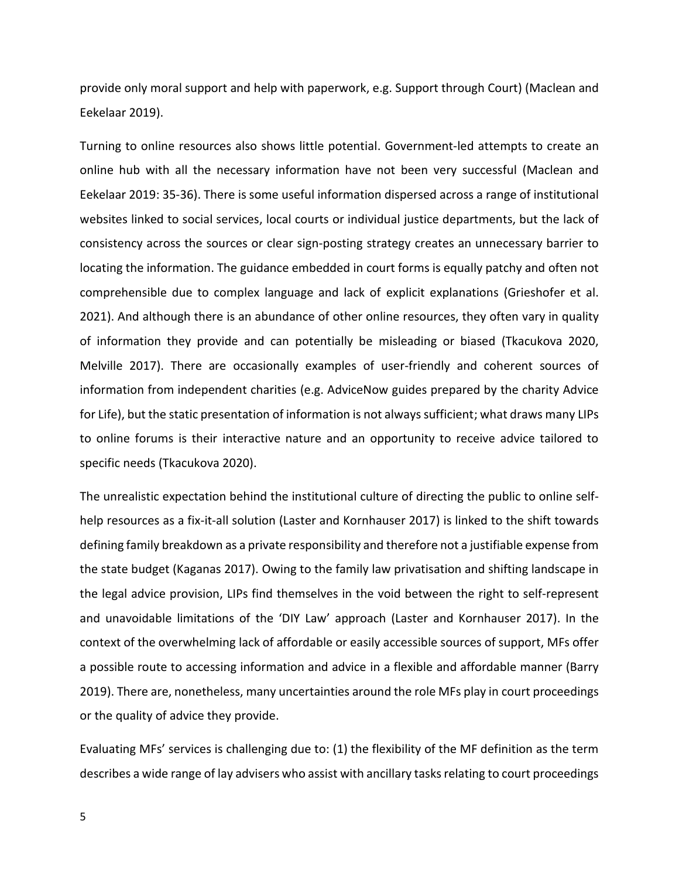provide only moral support and help with paperwork, e.g. Support through Court) (Maclean and Eekelaar 2019).

Turning to online resources also shows little potential. Government-led attempts to create an online hub with all the necessary information have not been very successful (Maclean and Eekelaar 2019: 35-36). There is some useful information dispersed across a range of institutional websites linked to social services, local courts or individual justice departments, but the lack of consistency across the sources or clear sign-posting strategy creates an unnecessary barrier to locating the information. The guidance embedded in court forms is equally patchy and often not comprehensible due to complex language and lack of explicit explanations (Grieshofer et al. 2021). And although there is an abundance of other online resources, they often vary in quality of information they provide and can potentially be misleading or biased (Tkacukova 2020, Melville 2017). There are occasionally examples of user-friendly and coherent sources of information from independent charities (e.g. AdviceNow guides prepared by the charity Advice for Life), but the static presentation of information is not always sufficient; what draws many LIPs to online forums is their interactive nature and an opportunity to receive advice tailored to specific needs (Tkacukova 2020).

The unrealistic expectation behind the institutional culture of directing the public to online self-help resources as a fix-it-all solution (Laster and Kornhauser 2017) is linked to the shift towards defining family breakdown as a private responsibility and therefore not a justifiable expense from the state budget (Kaganas 2017). Owing to the family law privatisation and shifting landscape in the legal advice provision, LIPs find themselves in the void between the right to self-represent and unavoidable limitations of the 'DIY Law' approach (Laster and Kornhauser 2017). In the context of the overwhelming lack of affordable or easily accessible sources of support, MFs offer a possible route to accessing information and advice in a flexible and affordable manner (Barry 2019). There are, nonetheless, many uncertainties around the role MFs play in court proceedings or the quality of advice they provide.

Evaluating MFs' services is challenging due to: (1) the flexibility of the MF definition as the term describes a wide range of lay advisers who assist with ancillary tasks relating to court proceedings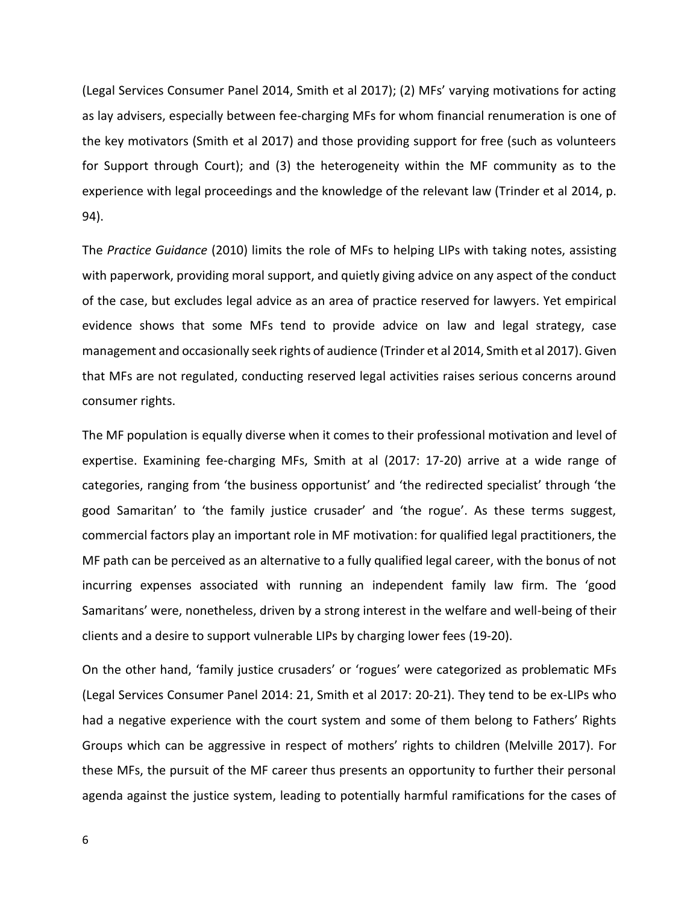(Legal Services Consumer Panel 2014, Smith et al 2017); (2) MFs' varying motivations for acting as lay advisers, especially between fee-charging MFs for whom financial renumeration is one of the key motivators (Smith et al 2017) and those providing support for free (such as volunteers for Support through Court); and (3) the heterogeneity within the MF community as to the experience with legal proceedings and the knowledge of the relevant law (Trinder et al 2014, p. 94).

The *Practice Guidance* (2010) limits the role of MFs to helping LIPs with taking notes, assisting with paperwork, providing moral support, and quietly giving advice on any aspect of the conduct of the case, but excludes legal advice as an area of practice reserved for lawyers. Yet empirical evidence shows that some MFs tend to provide advice on law and legal strategy, case management and occasionally seek rights of audience (Trinder et al 2014, Smith et al 2017). Given that MFs are not regulated, conducting reserved legal activities raises serious concerns around consumer rights.

The MF population is equally diverse when it comes to their professional motivation and level of expertise. Examining fee-charging MFs, Smith at al (2017: 17-20) arrive at a wide range of categories, ranging from 'the business opportunist' and 'the redirected specialist' through 'the good Samaritan' to 'the family justice crusader' and 'the rogue'. As these terms suggest, commercial factors play an important role in MF motivation: for qualified legal practitioners, the MF path can be perceived as an alternative to a fully qualified legal career, with the bonus of not incurring expenses associated with running an independent family law firm. The 'good Samaritans' were, nonetheless, driven by a strong interest in the welfare and well-being of their clients and a desire to support vulnerable LIPs by charging lower fees (19-20).

On the other hand, 'family justice crusaders' or 'rogues' were categorized as problematic MFs (Legal Services Consumer Panel 2014: 21, Smith et al 2017: 20-21). They tend to be ex-LIPs who had a negative experience with the court system and some of them belong to Fathers' Rights Groups which can be aggressive in respect of mothers' rights to children (Melville 2017). For these MFs, the pursuit of the MF career thus presents an opportunity to further their personal agenda against the justice system, leading to potentially harmful ramifications for the cases of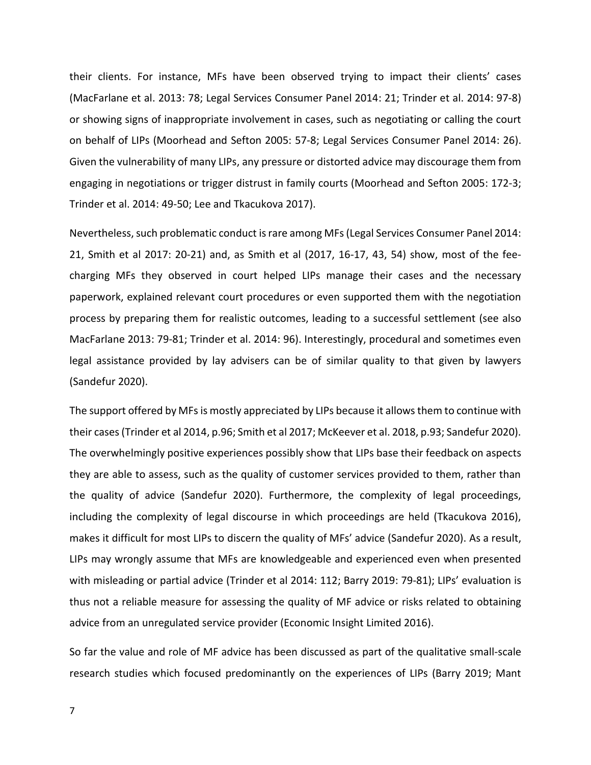their clients. For instance, MFs have been observed trying to impact their clients' cases (MacFarlane et al. 2013: 78; Legal Services Consumer Panel 2014: 21; Trinder et al. 2014: 97-8) or showing signs of inappropriate involvement in cases, such as negotiating or calling the court on behalf of LIPs (Moorhead and Sefton 2005: 57-8; Legal Services Consumer Panel 2014: 26). Given the vulnerability of many LIPs, any pressure or distorted advice may discourage them from engaging in negotiations or trigger distrust in family courts (Moorhead and Sefton 2005: 172-3; Trinder et al. 2014: 49-50; Lee and Tkacukova 2017).

Nevertheless, such problematic conduct is rare among MFs (Legal Services Consumer Panel 2014: 21, Smith et al 2017: 20-21) and, as Smith et al (2017, 16-17, 43, 54) show, most of the fee-charging MFs they observed in court helped LIPs manage their cases and the necessary paperwork, explained relevant court procedures or even supported them with the negotiation process by preparing them for realistic outcomes, leading to a successful settlement (see also MacFarlane 2013: 79-81; Trinder et al. 2014: 96). Interestingly, procedural and sometimes even legal assistance provided by lay advisers can be of similar quality to that given by lawyers (Sandefur 2020).

The support offered by MFs is mostly appreciated by LIPs because it allows them to continue with their cases (Trinder et al 2014, p.96; Smith et al 2017; McKeever et al. 2018, p.93; Sandefur 2020). The overwhelmingly positive experiences possibly show that LIPs base their feedback on aspects they are able to assess, such as the quality of customer services provided to them, rather than the quality of advice (Sandefur 2020). Furthermore, the complexity of legal proceedings, including the complexity of legal discourse in which proceedings are held (Tkacukova 2016), makes it difficult for most LIPs to discern the quality of MFs' advice (Sandefur 2020). As a result, LIPs may wrongly assume that MFs are knowledgeable and experienced even when presented with misleading or partial advice (Trinder et al 2014: 112; Barry 2019: 79-81); LIPs' evaluation is thus not a reliable measure for assessing the quality of MF advice or risks related to obtaining advice from an unregulated service provider (Economic Insight Limited 2016).

So far the value and role of MF advice has been discussed as part of the qualitative small-scale research studies which focused predominantly on the experiences of LIPs (Barry 2019; Mant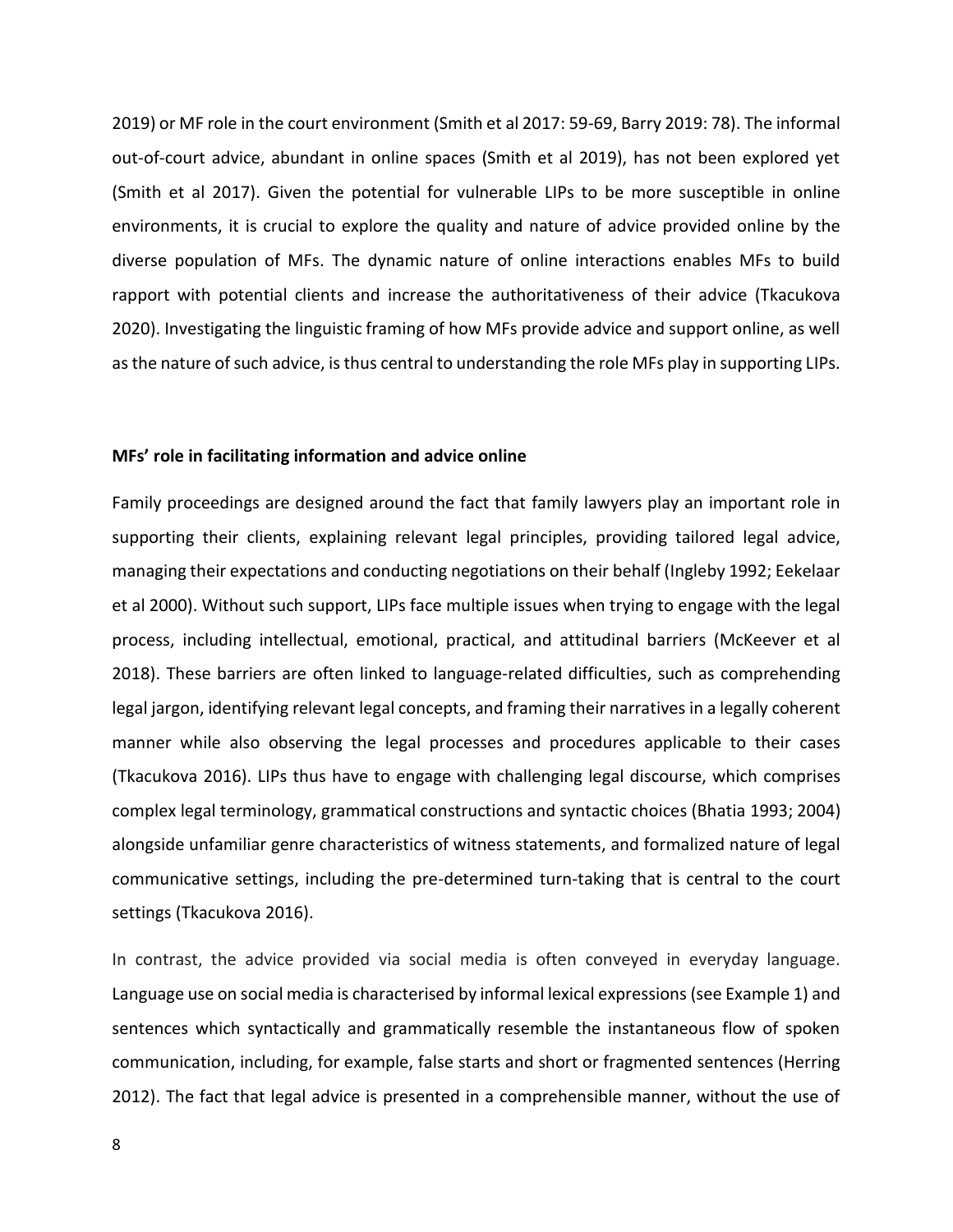2019) or MF role in the court environment (Smith et al 2017: 59-69, Barry 2019: 78). The informal out-of-court advice, abundant in online spaces (Smith et al 2019), has not been explored yet (Smith et al 2017). Given the potential for vulnerable LIPs to be more susceptible in online environments, it is crucial to explore the quality and nature of advice provided online by the diverse population of MFs. The dynamic nature of online interactions enables MFs to build rapport with potential clients and increase the authoritativeness of their advice (Tkacukova 2020). Investigating the linguistic framing of how MFs provide advice and support online, as well as the nature of such advice, is thus central to understanding the role MFs play in supporting LIPs.

**MFs' role in facilitating information and advice online**

Family proceedings are designed around the fact that family lawyers play an important role in supporting their clients, explaining relevant legal principles, providing tailored legal advice, managing their expectations and conducting negotiations on their behalf (Ingleby 1992; Eekelaar et al 2000). Without such support, LIPs face multiple issues when trying to engage with the legal process, including intellectual, emotional, practical, and attitudinal barriers (McKeever et al 2018). These barriers are often linked to language-related difficulties, such as comprehending legal jargon, identifying relevant legal concepts, and framing their narratives in a legally coherent manner while also observing the legal processes and procedures applicable to their cases (Tkacukova 2016). LIPs thus have to engage with challenging legal discourse, which comprises complex legal terminology, grammatical constructions and syntactic choices (Bhatia 1993; 2004) alongside unfamiliar genre characteristics of witness statements, and formalized nature of legal communicative settings, including the pre-determined turn-taking that is central to the court settings (Tkacukova 2016).

In contrast, the advice provided via social media is often conveyed in everyday language. Language use on social media is characterised by informal lexical expressions (see Example 1) and sentences which syntactically and grammatically resemble the instantaneous flow of spoken communication, including, for example, false starts and short or fragmented sentences (Herring 2012). The fact that legal advice is presented in a comprehensible manner, without the use of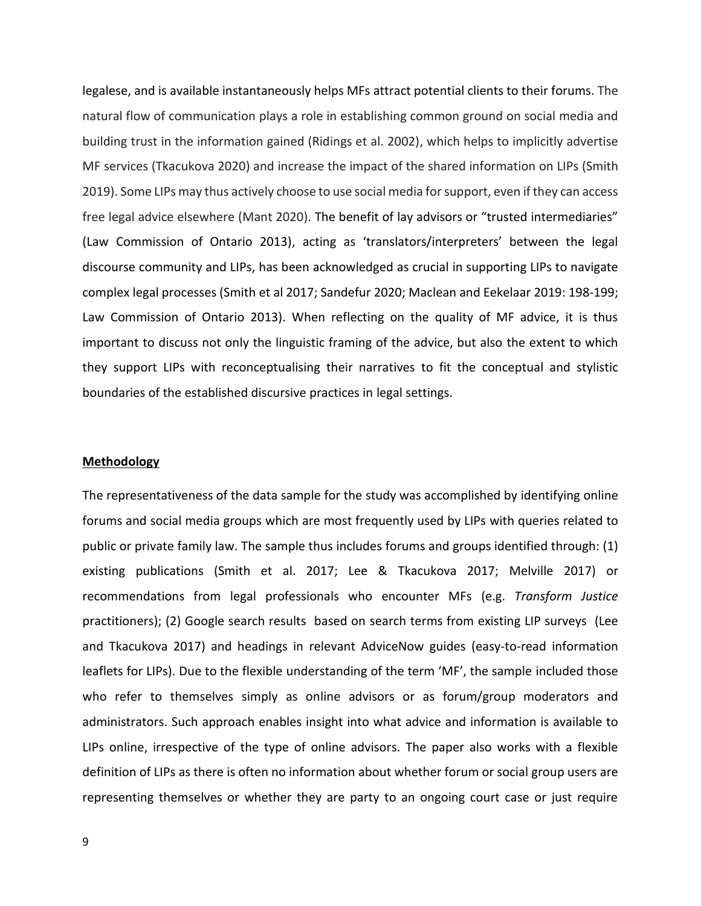legalese, and is available instantaneously helps MFs attract potential clients to their forums. The natural flow of communication plays a role in establishing common ground on social media and building trust in the information gained (Ridings et al. 2002), which helps to implicitly advertise MF services (Tkacukova 2020) and increase the impact of the shared information on LIPs (Smith 2019). Some LIPs may thus actively choose to use social media for support, even if they can access free legal advice elsewhere (Mant 2020). The benefit of lay advisors or "trusted intermediaries" (Law Commission of Ontario 2013), acting as 'translators/interpreters' between the legal discourse community and LIPs, has been acknowledged as crucial in supporting LIPs to navigate complex legal processes (Smith et al 2017; Sandefur 2020; Maclean and Eekelaar 2019: 198-199; Law Commission of Ontario 2013). When reflecting on the quality of MF advice, it is thus important to discuss not only the linguistic framing of the advice, but also the extent to which they support LIPs with reconceptualising their narratives to fit the conceptual and stylistic boundaries of the established discursive practices in legal settings.

## Methodology

The representativeness of the data sample for the study was accomplished by identifying online forums and social media groups which are most frequently used by LIPs with queries related to public or private family law. The sample thus includes forums and groups identified through: (1) existing publications (Smith et al. 2017; Lee & Tkacukova 2017; Melville 2017) or recommendations from legal professionals who encounter MFs (e.g. *Transform Justice* practitioners); (2) Google search results based on search terms from existing LIP surveys (Lee and Tkacukova 2017) and headings in relevant AdviceNow guides (easy-to-read information leaflets for LIPs). Due to the flexible understanding of the term 'MF', the sample included those who refer to themselves simply as online advisors or as forum/group moderators and administrators. Such approach enables insight into what advice and information is available to LIPs online, irrespective of the type of online advisors. The paper also works with a flexible definition of LIPs as there is often no information about whether forum or social group users are representing themselves or whether they are party to an ongoing court case or just require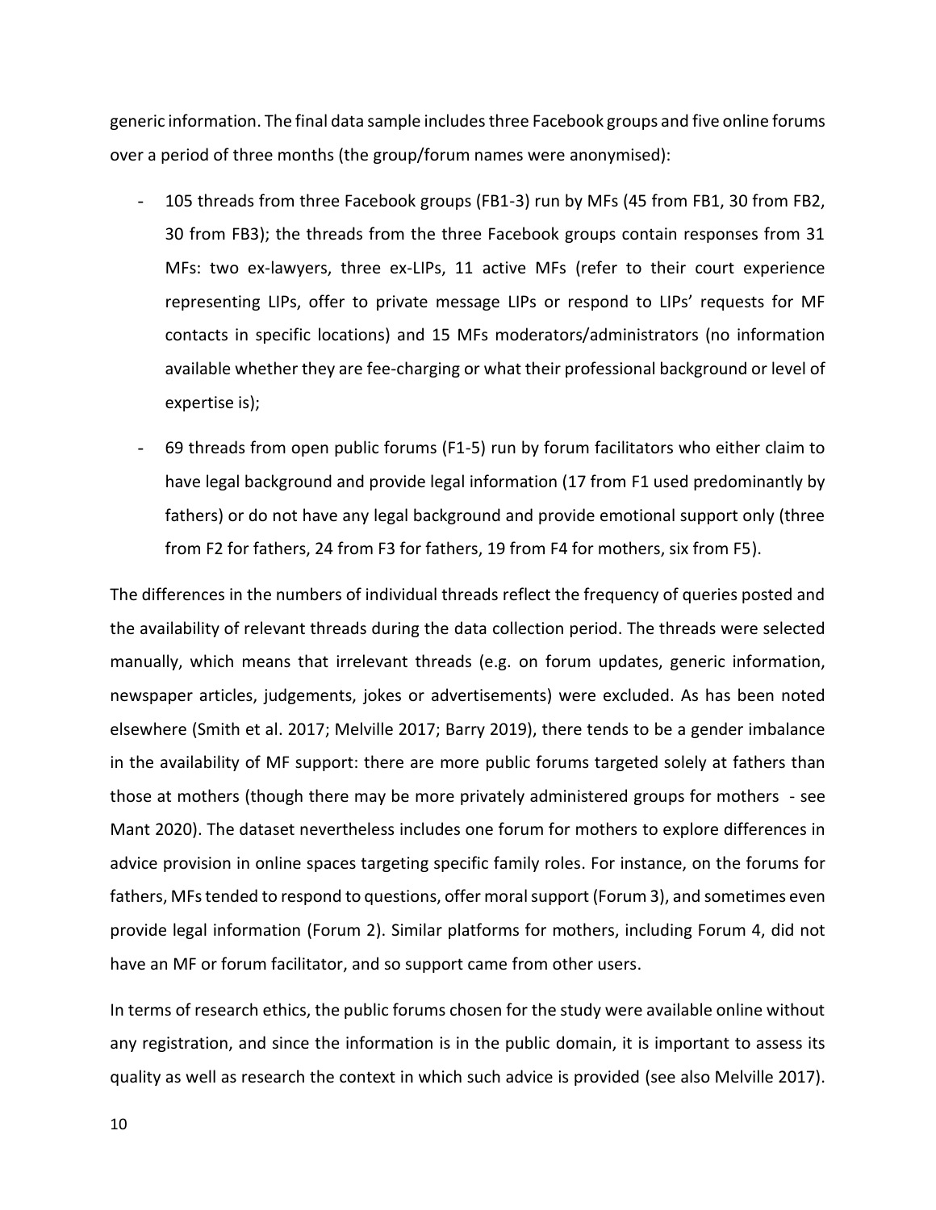generic information. The final data sample includes three Facebook groups and five online forums over a period of three months (the group/forum names were anonymised):

- 105 threads from three Facebook groups (FB1-3) run by MFs (45 from FB1, 30 from FB2, 30 from FB3); the threads from the three Facebook groups contain responses from 31 MFs: two ex-lawyers, three ex-LIPs, 11 active MFs (refer to their court experience representing LIPs, offer to private message LIPs or respond to LIPs' requests for MF contacts in specific locations) and 15 MFs moderators/administrators (no information available whether they are fee-charging or what their professional background or level of expertise is);
- 69 threads from open public forums (F1-5) run by forum facilitators who either claim to have legal background and provide legal information (17 from F1 used predominantly by fathers) or do not have any legal background and provide emotional support only (three from F2 for fathers, 24 from F3 for fathers, 19 from F4 for mothers, six from F5).

The differences in the numbers of individual threads reflect the frequency of queries posted and the availability of relevant threads during the data collection period. The threads were selected manually, which means that irrelevant threads (e.g. on forum updates, generic information, newspaper articles, judgements, jokes or advertisements) were excluded. As has been noted elsewhere (Smith et al. 2017; Melville 2017; Barry 2019), there tends to be a gender imbalance in the availability of MF support: there are more public forums targeted solely at fathers than those at mothers (though there may be more privately administered groups for mothers - see Mant 2020). The dataset nevertheless includes one forum for mothers to explore differences in advice provision in online spaces targeting specific family roles. For instance, on the forums for fathers, MFs tended to respond to questions, offer moral support (Forum 3), and sometimes even provide legal information (Forum 2). Similar platforms for mothers, including Forum 4, did not have an MF or forum facilitator, and so support came from other users.

In terms of research ethics, the public forums chosen for the study were available online without any registration, and since the information is in the public domain, it is important to assess its quality as well as research the context in which such advice is provided (see also Melville 2017).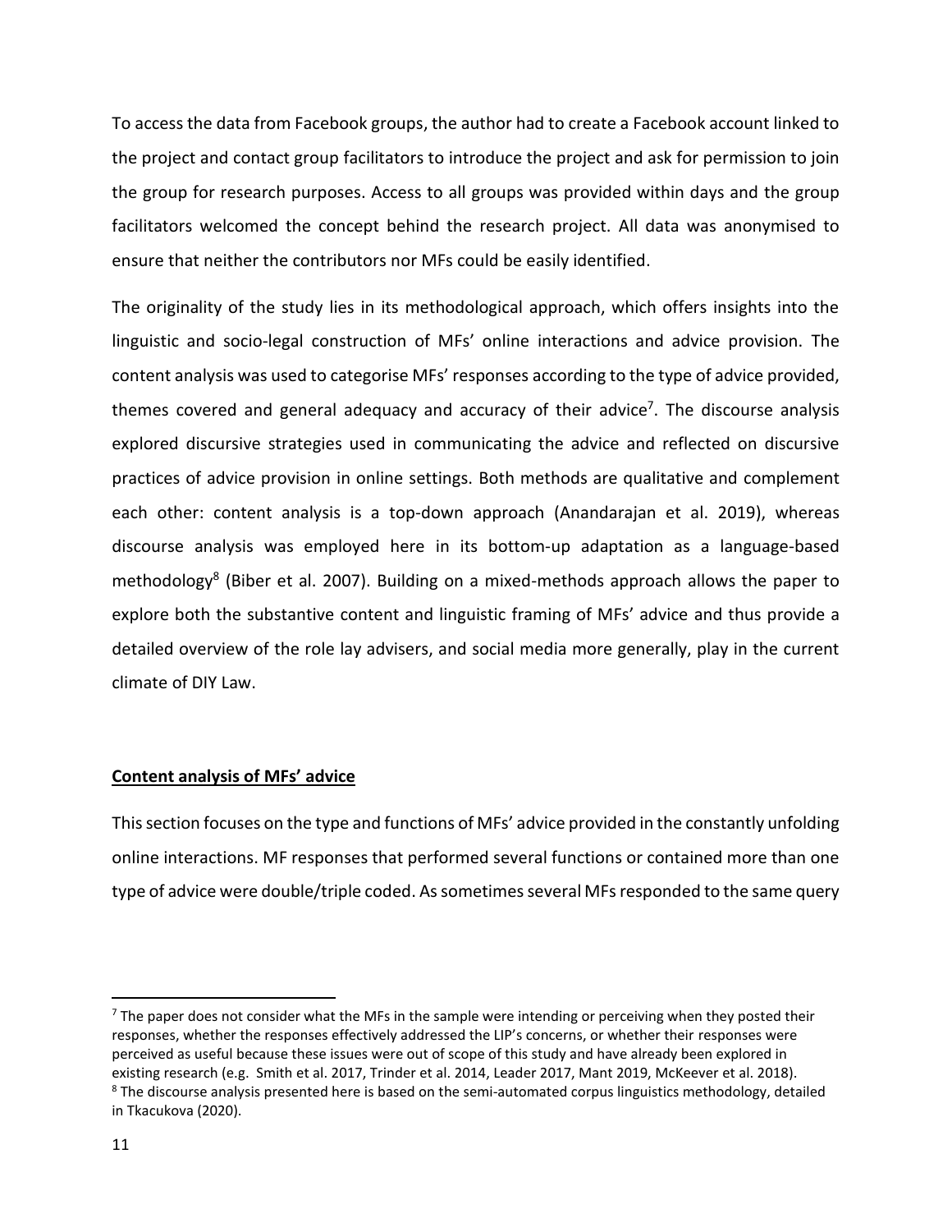To access the data from Facebook groups, the author had to create a Facebook account linked to the project and contact group facilitators to introduce the project and ask for permission to join the group for research purposes. Access to all groups was provided within days and the group facilitators welcomed the concept behind the research project. All data was anonymised to ensure that neither the contributors nor MFs could be easily identified.

The originality of the study lies in its methodological approach, which offers insights into the linguistic and socio-legal construction of MFs' online interactions and advice provision. The content analysis was used to categorise MFs' responses according to the type of advice provided, themes covered and general adequacy and accuracy of their advice[7]. The discourse analysis explored discursive strategies used in communicating the advice and reflected on discursive practices of advice provision in online settings. Both methods are qualitative and complement each other: content analysis is a top-down approach (Anandarajan et al. 2019), whereas discourse analysis was employed here in its bottom-up adaptation as a language-based methodology[8] (Biber et al. 2007). Building on a mixed-methods approach allows the paper to explore both the substantive content and linguistic framing of MFs' advice and thus provide a detailed overview of the role lay advisers, and social media more generally, play in the current climate of DIY Law.

## **Content analysis of MFs' advice**

This section focuses on the type and functions of MFs' advice provided in the constantly unfolding online interactions. MF responses that performed several functions or contained more than one type of advice were double/triple coded. As sometimes several MFs responded to the same query

---

[7] The paper does not consider what the MFs in the sample were intending or perceiving when they posted their responses, whether the responses effectively addressed the LIP's concerns, or whether their responses were perceived as useful because these issues were out of scope of this study and have already been explored in existing research (e.g. Smith et al. 2017, Trinder et al. 2014, Leader 2017, Mant 2019, McKeever et al. 2018).

[8] The discourse analysis presented here is based on the semi-automated corpus linguistics methodology, detailed in Tkacukova (2020).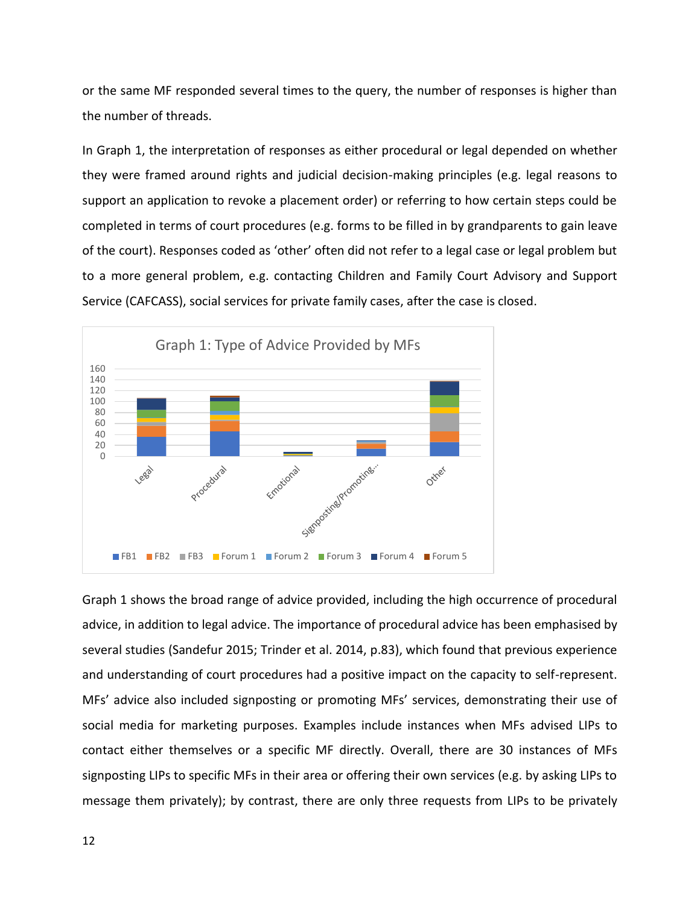or the same MF responded several times to the query, the number of responses is higher than the number of threads.

In Graph 1, the interpretation of responses as either procedural or legal depended on whether they were framed around rights and judicial decision-making principles (e.g. legal reasons to support an application to revoke a placement order) or referring to how certain steps could be completed in terms of court procedures (e.g. forms to be filled in by grandparents to gain leave of the court). Responses coded as 'other' often did not refer to a legal case or legal problem but to a more general problem, e.g. contacting Children and Family Court Advisory and Support Service (CAFCASS), social services for private family cases, after the case is closed.

Graph 1: Type of Advice Provided by MFs

Graph 1 shows the broad range of advice provided, including the high occurrence of procedural advice, in addition to legal advice. The importance of procedural advice has been emphasised by several studies (Sandefur 2015; Trinder et al. 2014, p.83), which found that previous experience and understanding of court procedures had a positive impact on the capacity to self-represent. MFs' advice also included signposting or promoting MFs' services, demonstrating their use of social media for marketing purposes. Examples include instances when MFs advised LIPs to contact either themselves or a specific MF directly. Overall, there are 30 instances of MFs signposting LIPs to specific MFs in their area or offering their own services (e.g. by asking LIPs to message them privately); by contrast, there are only three requests from LIPs to be privately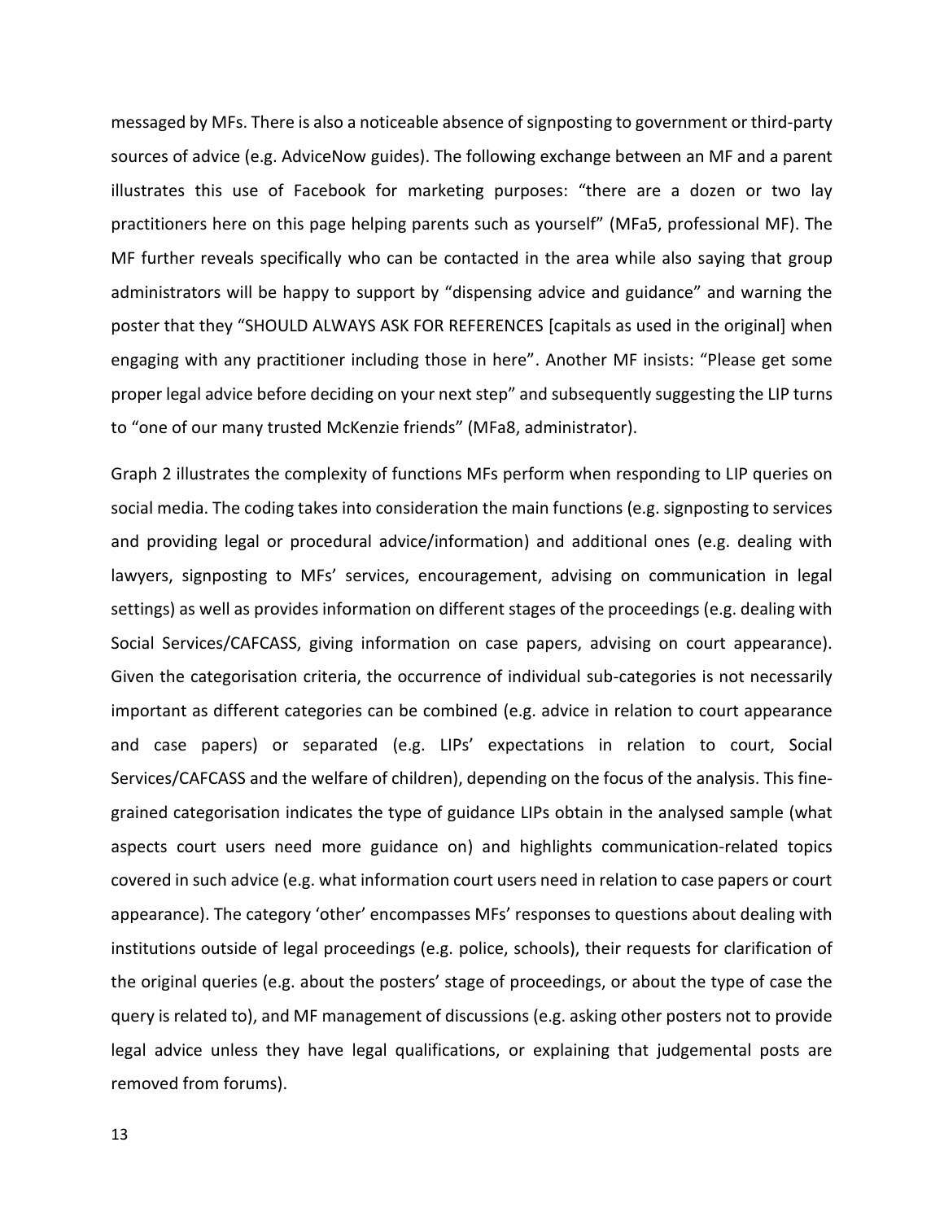messaged by MFs. There is also a noticeable absence of signposting to government or third-party sources of advice (e.g. AdviceNow guides). The following exchange between an MF and a parent illustrates this use of Facebook for marketing purposes: "there are a dozen or two lay practitioners here on this page helping parents such as yourself" (MFa5, professional MF). The MF further reveals specifically who can be contacted in the area while also saying that group administrators will be happy to support by "dispensing advice and guidance" and warning the poster that they "SHOULD ALWAYS ASK FOR REFERENCES [capitals as used in the original] when engaging with any practitioner including those in here". Another MF insists: "Please get some proper legal advice before deciding on your next step" and subsequently suggesting the LIP turns to "one of our many trusted McKenzie friends" (MFa8, administrator).

Graph 2 illustrates the complexity of functions MFs perform when responding to LIP queries on social media. The coding takes into consideration the main functions (e.g. signposting to services and providing legal or procedural advice/information) and additional ones (e.g. dealing with lawyers, signposting to MFs' services, encouragement, advising on communication in legal settings) as well as provides information on different stages of the proceedings (e.g. dealing with Social Services/CAFCASS, giving information on case papers, advising on court appearance). Given the categorisation criteria, the occurrence of individual sub-categories is not necessarily important as different categories can be combined (e.g. advice in relation to court appearance and case papers) or separated (e.g. LIPs' expectations in relation to court, Social Services/CAFCASS and the welfare of children), depending on the focus of the analysis. This fine-grained categorisation indicates the type of guidance LIPs obtain in the analysed sample (what aspects court users need more guidance on) and highlights communication-related topics covered in such advice (e.g. what information court users need in relation to case papers or court appearance). The category 'other' encompasses MFs' responses to questions about dealing with institutions outside of legal proceedings (e.g. police, schools), their requests for clarification of the original queries (e.g. about the posters' stage of proceedings, or about the type of case the query is related to), and MF management of discussions (e.g. asking other posters not to provide legal advice unless they have legal qualifications, or explaining that judgemental posts are removed from forums).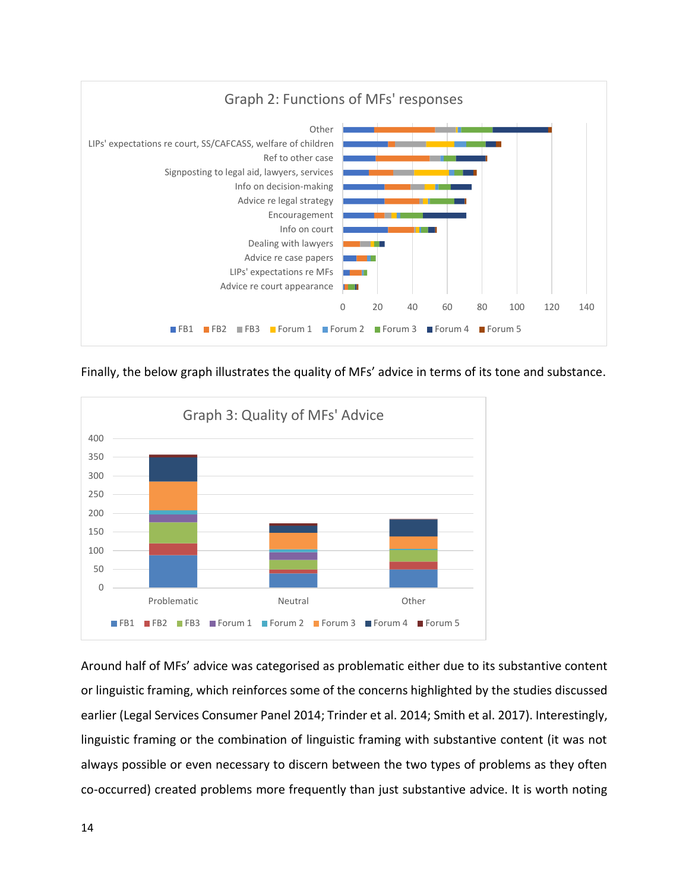**Graph 2: Functions of MFs' responses**

Categories: Other; LIPs' expectations re court, SS/CAFCASS, welfare of children; Ref to other case; Signposting to legal aid, lawyers, services; Info on decision-making; Advice re legal strategy; Encouragement; Info on court; Dealing with lawyers; Advice re case papers; LIPs' expectations re MFs; Advice re court appearance

Legend: FB1, FB2, FB3, Forum 1, Forum 2, Forum 3, Forum 4, Forum 5

Finally, the below graph illustrates the quality of MFs' advice in terms of its tone and substance.

**Graph 3: Quality of MFs' Advice**

Categories: Problematic; Neutral; Other

Legend: FB1, FB2, FB3, Forum 1, Forum 2, Forum 3, Forum 4, Forum 5

Around half of MFs' advice was categorised as problematic either due to its substantive content or linguistic framing, which reinforces some of the concerns highlighted by the studies discussed earlier (Legal Services Consumer Panel 2014; Trinder et al. 2014; Smith et al. 2017). Interestingly, linguistic framing or the combination of linguistic framing with substantive content (it was not always possible or even necessary to discern between the two types of problems as they often co-occurred) created problems more frequently than just substantive advice. It is worth noting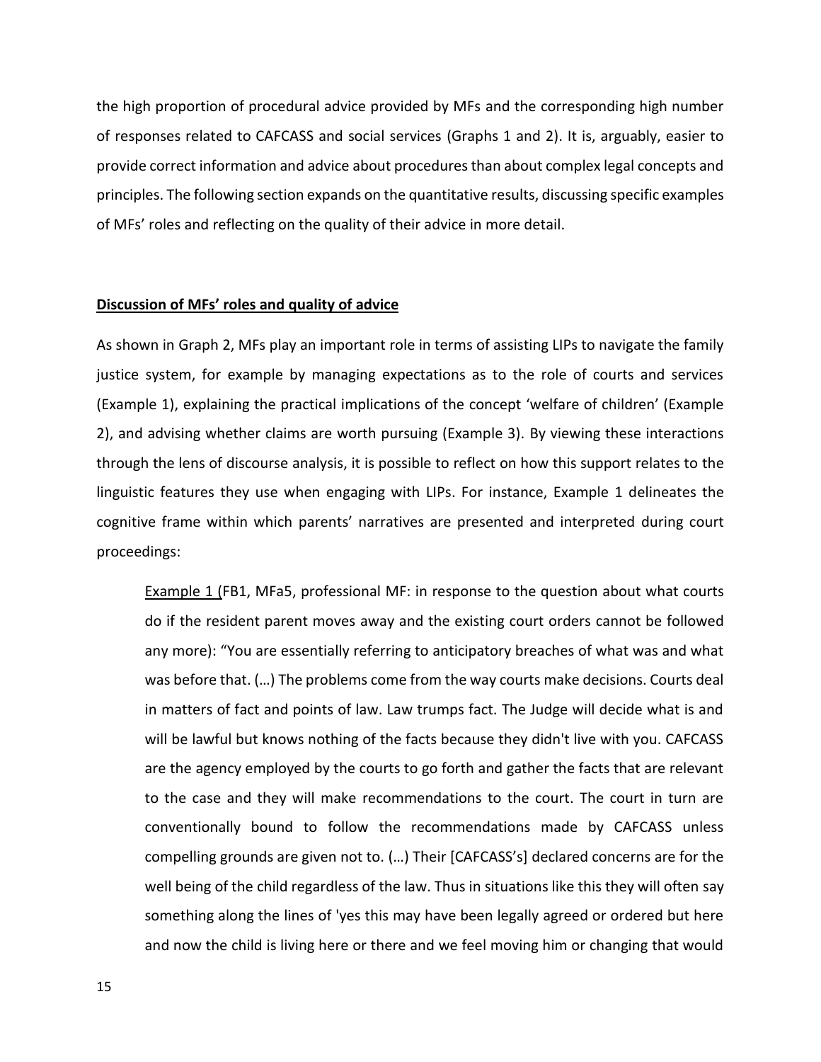the high proportion of procedural advice provided by MFs and the corresponding high number of responses related to CAFCASS and social services (Graphs 1 and 2). It is, arguably, easier to provide correct information and advice about procedures than about complex legal concepts and principles. The following section expands on the quantitative results, discussing specific examples of MFs' roles and reflecting on the quality of their advice in more detail.

## **Discussion of MFs' roles and quality of advice**

As shown in Graph 2, MFs play an important role in terms of assisting LIPs to navigate the family justice system, for example by managing expectations as to the role of courts and services (Example 1), explaining the practical implications of the concept 'welfare of children' (Example 2), and advising whether claims are worth pursuing (Example 3). By viewing these interactions through the lens of discourse analysis, it is possible to reflect on how this support relates to the linguistic features they use when engaging with LIPs. For instance, Example 1 delineates the cognitive frame within which parents' narratives are presented and interpreted during court proceedings:

> Example 1 (FB1, MFa5, professional MF: in response to the question about what courts do if the resident parent moves away and the existing court orders cannot be followed any more): "You are essentially referring to anticipatory breaches of what was and what was before that. (…) The problems come from the way courts make decisions. Courts deal in matters of fact and points of law. Law trumps fact. The Judge will decide what is and will be lawful but knows nothing of the facts because they didn't live with you. CAFCASS are the agency employed by the courts to go forth and gather the facts that are relevant to the case and they will make recommendations to the court. The court in turn are conventionally bound to follow the recommendations made by CAFCASS unless compelling grounds are given not to. (…) Their [CAFCASS's] declared concerns are for the well being of the child regardless of the law. Thus in situations like this they will often say something along the lines of 'yes this may have been legally agreed or ordered but here and now the child is living here or there and we feel moving him or changing that would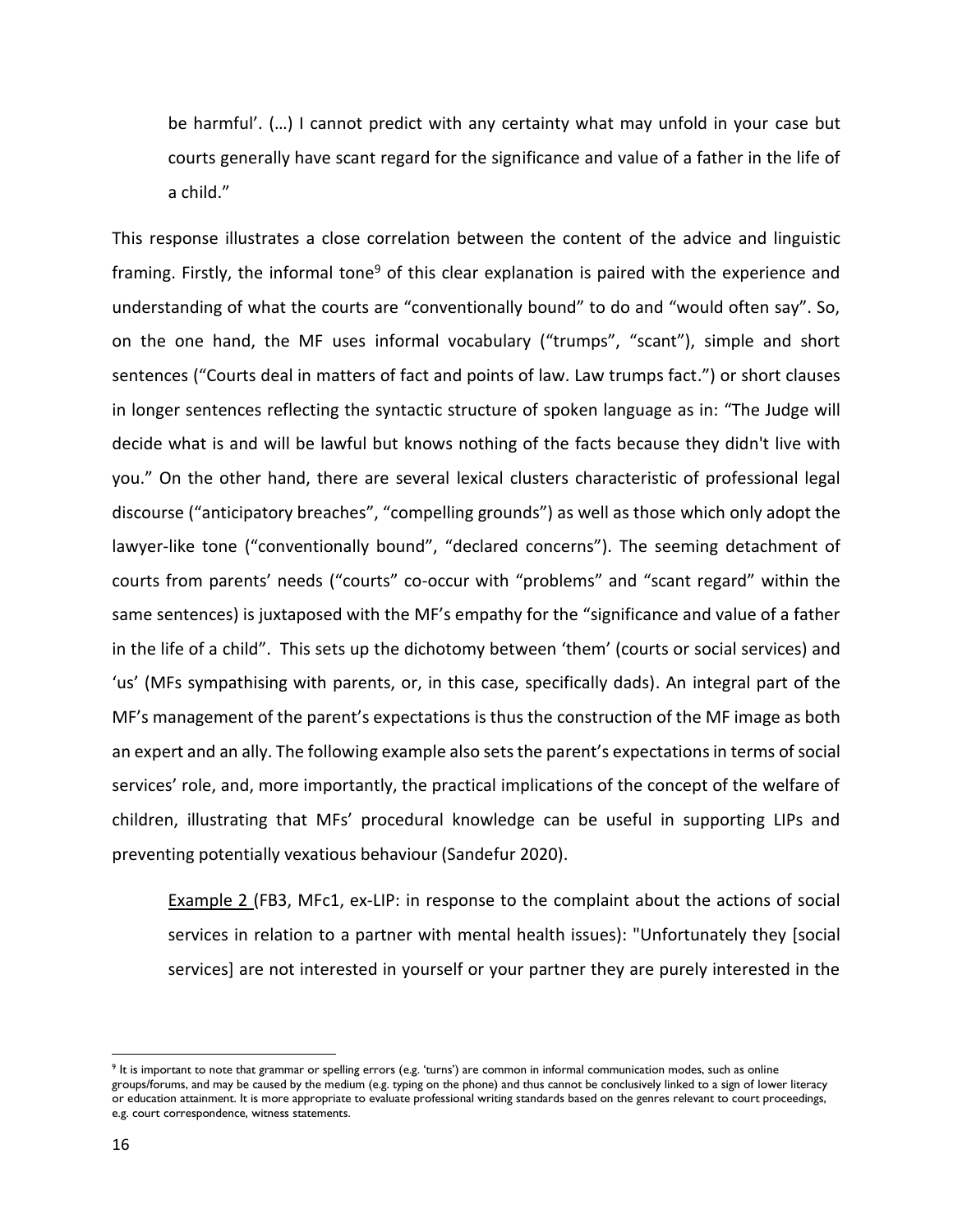be harmful'. (…) I cannot predict with any certainty what may unfold in your case but courts generally have scant regard for the significance and value of a father in the life of a child."

This response illustrates a close correlation between the content of the advice and linguistic framing. Firstly, the informal tone[9] of this clear explanation is paired with the experience and understanding of what the courts are "conventionally bound" to do and "would often say". So, on the one hand, the MF uses informal vocabulary ("trumps", "scant"), simple and short sentences ("Courts deal in matters of fact and points of law. Law trumps fact.") or short clauses in longer sentences reflecting the syntactic structure of spoken language as in: "The Judge will decide what is and will be lawful but knows nothing of the facts because they didn't live with you." On the other hand, there are several lexical clusters characteristic of professional legal discourse ("anticipatory breaches", "compelling grounds") as well as those which only adopt the lawyer-like tone ("conventionally bound", "declared concerns"). The seeming detachment of courts from parents' needs ("courts" co-occur with "problems" and "scant regard" within the same sentences) is juxtaposed with the MF's empathy for the "significance and value of a father in the life of a child". This sets up the dichotomy between 'them' (courts or social services) and 'us' (MFs sympathising with parents, or, in this case, specifically dads). An integral part of the MF's management of the parent's expectations is thus the construction of the MF image as both an expert and an ally. The following example also sets the parent's expectations in terms of social services' role, and, more importantly, the practical implications of the concept of the welfare of children, illustrating that MFs' procedural knowledge can be useful in supporting LIPs and preventing potentially vexatious behaviour (Sandefur 2020).

> Example 2 (FB3, MFc1, ex-LIP: in response to the complaint about the actions of social services in relation to a partner with mental health issues): "Unfortunately they [social services] are not interested in yourself or your partner they are purely interested in the

[9] It is important to note that grammar or spelling errors (e.g. 'turns') are common in informal communication modes, such as online groups/forums, and may be caused by the medium (e.g. typing on the phone) and thus cannot be conclusively linked to a sign of lower literacy or education attainment. It is more appropriate to evaluate professional writing standards based on the genres relevant to court proceedings, e.g. court correspondence, witness statements.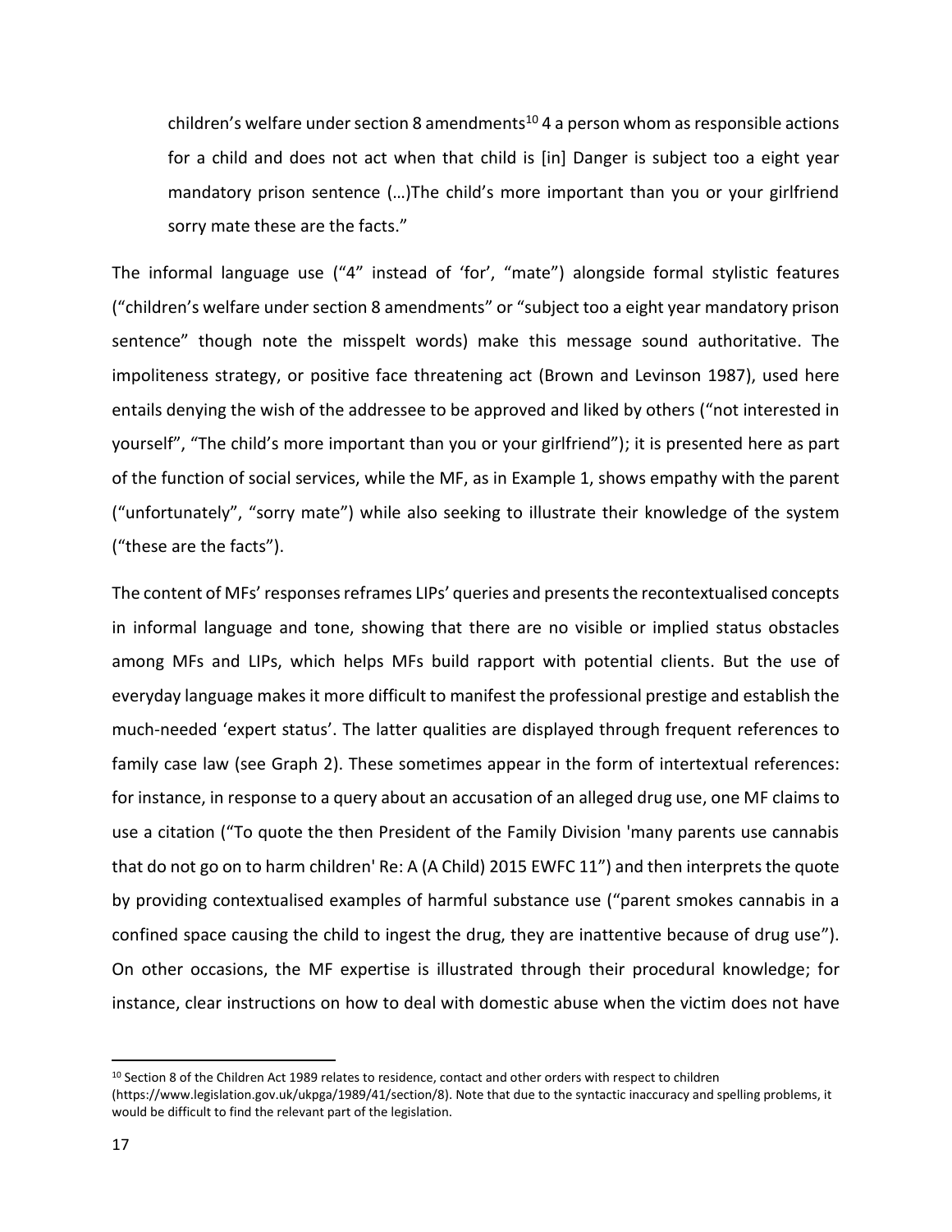> children's welfare under section 8 amendments[10] 4 a person whom as responsible actions for a child and does not act when that child is [in] Danger is subject too a eight year mandatory prison sentence (…)The child's more important than you or your girlfriend sorry mate these are the facts."

The informal language use ("4" instead of 'for', "mate") alongside formal stylistic features ("children's welfare under section 8 amendments" or "subject too a eight year mandatory prison sentence" though note the misspelt words) make this message sound authoritative. The impoliteness strategy, or positive face threatening act (Brown and Levinson 1987), used here entails denying the wish of the addressee to be approved and liked by others ("not interested in yourself", "The child's more important than you or your girlfriend"); it is presented here as part of the function of social services, while the MF, as in Example 1, shows empathy with the parent ("unfortunately", "sorry mate") while also seeking to illustrate their knowledge of the system ("these are the facts").

The content of MFs' responses reframes LIPs' queries and presents the recontextualised concepts in informal language and tone, showing that there are no visible or implied status obstacles among MFs and LIPs, which helps MFs build rapport with potential clients. But the use of everyday language makes it more difficult to manifest the professional prestige and establish the much-needed 'expert status'. The latter qualities are displayed through frequent references to family case law (see Graph 2). These sometimes appear in the form of intertextual references: for instance, in response to a query about an accusation of an alleged drug use, one MF claims to use a citation ("To quote the then President of the Family Division 'many parents use cannabis that do not go on to harm children' Re: A (A Child) 2015 EWFC 11") and then interprets the quote by providing contextualised examples of harmful substance use ("parent smokes cannabis in a confined space causing the child to ingest the drug, they are inattentive because of drug use"). On other occasions, the MF expertise is illustrated through their procedural knowledge; for instance, clear instructions on how to deal with domestic abuse when the victim does not have

[10] Section 8 of the Children Act 1989 relates to residence, contact and other orders with respect to children (https://www.legislation.gov.uk/ukpga/1989/41/section/8). Note that due to the syntactic inaccuracy and spelling problems, it would be difficult to find the relevant part of the legislation.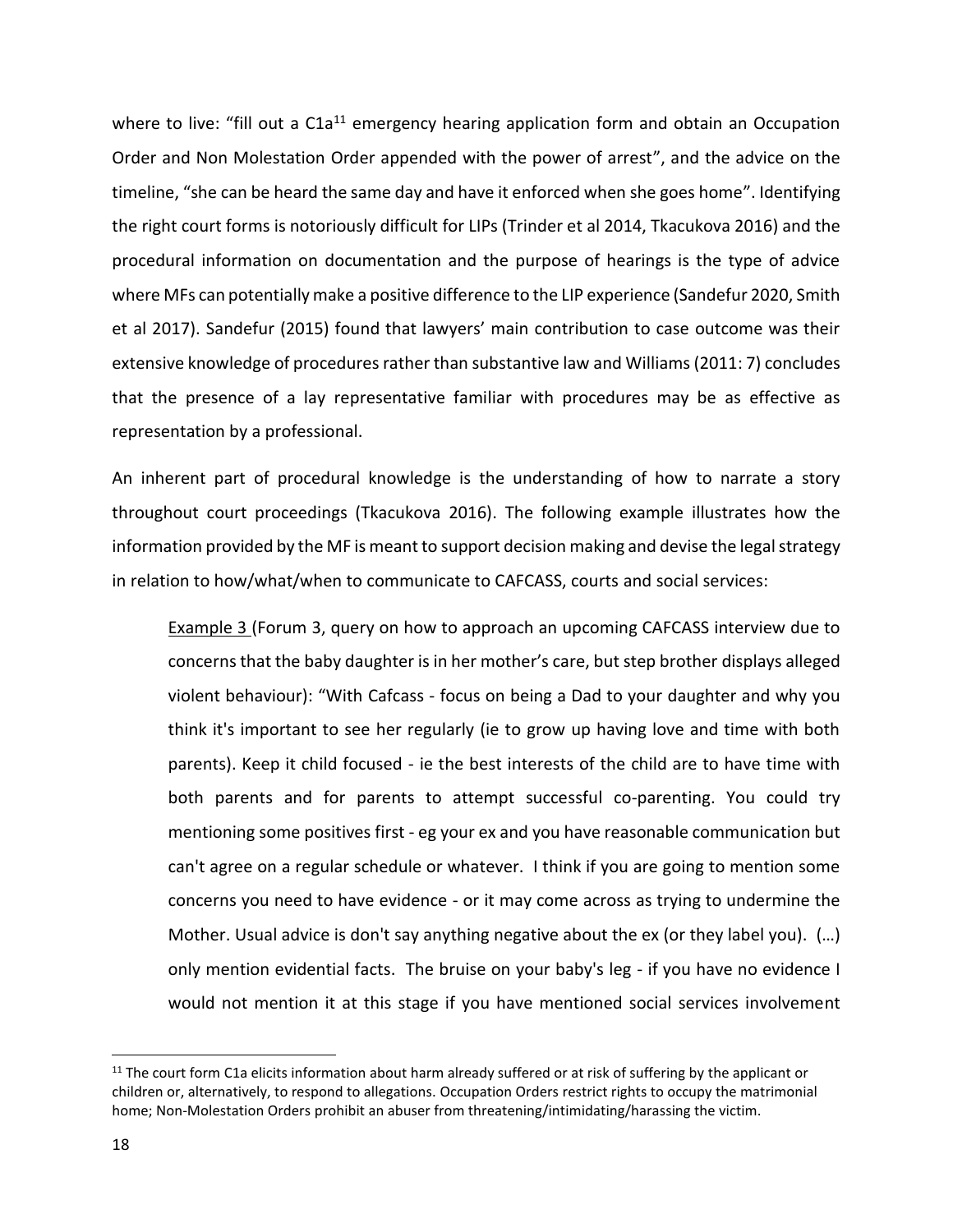where to live: "fill out a C1a[11] emergency hearing application form and obtain an Occupation Order and Non Molestation Order appended with the power of arrest", and the advice on the timeline, "she can be heard the same day and have it enforced when she goes home". Identifying the right court forms is notoriously difficult for LIPs (Trinder et al 2014, Tkacukova 2016) and the procedural information on documentation and the purpose of hearings is the type of advice where MFs can potentially make a positive difference to the LIP experience (Sandefur 2020, Smith et al 2017). Sandefur (2015) found that lawyers' main contribution to case outcome was their extensive knowledge of procedures rather than substantive law and Williams (2011: 7) concludes that the presence of a lay representative familiar with procedures may be as effective as representation by a professional.

An inherent part of procedural knowledge is the understanding of how to narrate a story throughout court proceedings (Tkacukova 2016). The following example illustrates how the information provided by the MF is meant to support decision making and devise the legal strategy in relation to how/what/when to communicate to CAFCASS, courts and social services:

> <u>Example 3</u> (Forum 3, query on how to approach an upcoming CAFCASS interview due to concerns that the baby daughter is in her mother's care, but step brother displays alleged violent behaviour): "With Cafcass - focus on being a Dad to your daughter and why you think it's important to see her regularly (ie to grow up having love and time with both parents). Keep it child focused - ie the best interests of the child are to have time with both parents and for parents to attempt successful co-parenting. You could try mentioning some positives first - eg your ex and you have reasonable communication but can't agree on a regular schedule or whatever. I think if you are going to mention some concerns you need to have evidence - or it may come across as trying to undermine the Mother. Usual advice is don't say anything negative about the ex (or they label you). (…) only mention evidential facts. The bruise on your baby's leg - if you have no evidence I would not mention it at this stage if you have mentioned social services involvement

---

[11] The court form C1a elicits information about harm already suffered or at risk of suffering by the applicant or children or, alternatively, to respond to allegations. Occupation Orders restrict rights to occupy the matrimonial home; Non-Molestation Orders prohibit an abuser from threatening/intimidating/harassing the victim.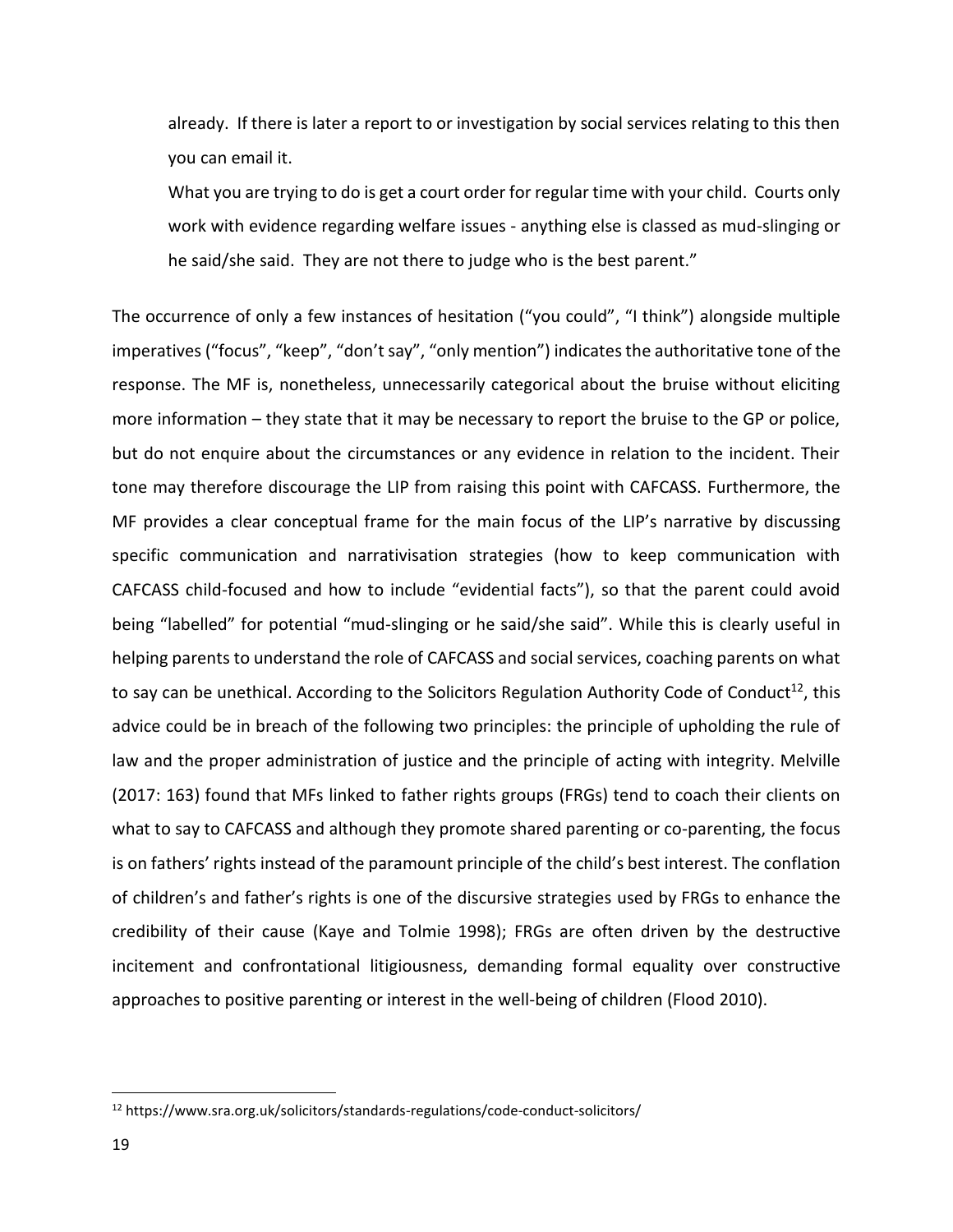> already. If there is later a report to or investigation by social services relating to this then you can email it.
>
> What you are trying to do is get a court order for regular time with your child. Courts only work with evidence regarding welfare issues - anything else is classed as mud-slinging or he said/she said. They are not there to judge who is the best parent."

The occurrence of only a few instances of hesitation ("you could", "I think") alongside multiple imperatives ("focus", "keep", "don't say", "only mention") indicates the authoritative tone of the response. The MF is, nonetheless, unnecessarily categorical about the bruise without eliciting more information – they state that it may be necessary to report the bruise to the GP or police, but do not enquire about the circumstances or any evidence in relation to the incident. Their tone may therefore discourage the LIP from raising this point with CAFCASS. Furthermore, the MF provides a clear conceptual frame for the main focus of the LIP's narrative by discussing specific communication and narrativisation strategies (how to keep communication with CAFCASS child-focused and how to include "evidential facts"), so that the parent could avoid being "labelled" for potential "mud-slinging or he said/she said". While this is clearly useful in helping parents to understand the role of CAFCASS and social services, coaching parents on what to say can be unethical. According to the Solicitors Regulation Authority Code of Conduct[12], this advice could be in breach of the following two principles: the principle of upholding the rule of law and the proper administration of justice and the principle of acting with integrity. Melville (2017: 163) found that MFs linked to father rights groups (FRGs) tend to coach their clients on what to say to CAFCASS and although they promote shared parenting or co-parenting, the focus is on fathers' rights instead of the paramount principle of the child's best interest. The conflation of children's and father's rights is one of the discursive strategies used by FRGs to enhance the credibility of their cause (Kaye and Tolmie 1998); FRGs are often driven by the destructive incitement and confrontational litigiousness, demanding formal equality over constructive approaches to positive parenting or interest in the well-being of children (Flood 2010).

[12] https://www.sra.org.uk/solicitors/standards-regulations/code-conduct-solicitors/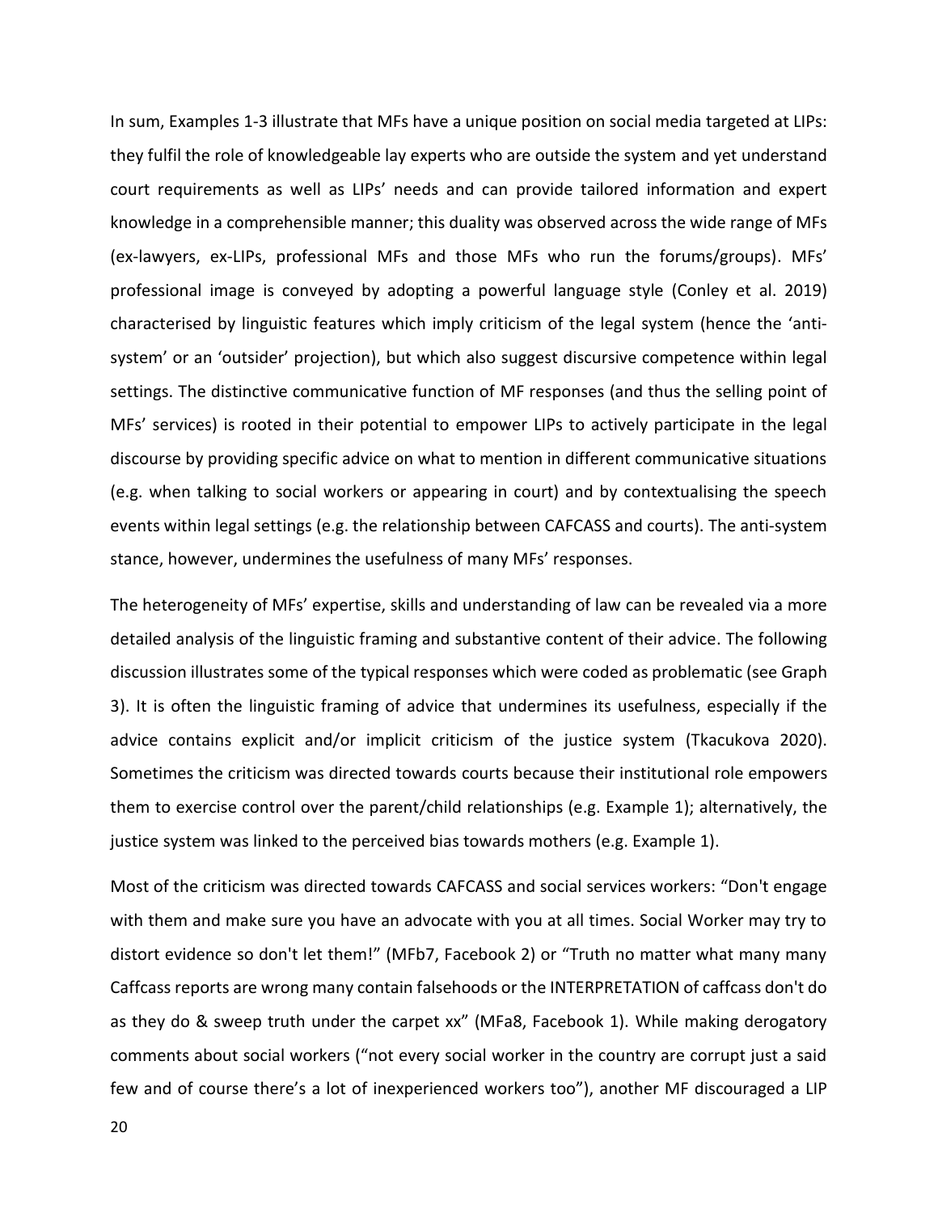In sum, Examples 1-3 illustrate that MFs have a unique position on social media targeted at LIPs: they fulfil the role of knowledgeable lay experts who are outside the system and yet understand court requirements as well as LIPs' needs and can provide tailored information and expert knowledge in a comprehensible manner; this duality was observed across the wide range of MFs (ex-lawyers, ex-LIPs, professional MFs and those MFs who run the forums/groups). MFs' professional image is conveyed by adopting a powerful language style (Conley et al. 2019) characterised by linguistic features which imply criticism of the legal system (hence the 'anti-system' or an 'outsider' projection), but which also suggest discursive competence within legal settings. The distinctive communicative function of MF responses (and thus the selling point of MFs' services) is rooted in their potential to empower LIPs to actively participate in the legal discourse by providing specific advice on what to mention in different communicative situations (e.g. when talking to social workers or appearing in court) and by contextualising the speech events within legal settings (e.g. the relationship between CAFCASS and courts). The anti-system stance, however, undermines the usefulness of many MFs' responses.

The heterogeneity of MFs' expertise, skills and understanding of law can be revealed via a more detailed analysis of the linguistic framing and substantive content of their advice. The following discussion illustrates some of the typical responses which were coded as problematic (see Graph 3). It is often the linguistic framing of advice that undermines its usefulness, especially if the advice contains explicit and/or implicit criticism of the justice system (Tkacukova 2020). Sometimes the criticism was directed towards courts because their institutional role empowers them to exercise control over the parent/child relationships (e.g. Example 1); alternatively, the justice system was linked to the perceived bias towards mothers (e.g. Example 1).

Most of the criticism was directed towards CAFCASS and social services workers: "Don't engage with them and make sure you have an advocate with you at all times. Social Worker may try to distort evidence so don't let them!" (MFb7, Facebook 2) or "Truth no matter what many many Caffcass reports are wrong many contain falsehoods or the INTERPRETATION of caffcass don't do as they do & sweep truth under the carpet xx" (MFa8, Facebook 1). While making derogatory comments about social workers ("not every social worker in the country are corrupt just a said few and of course there's a lot of inexperienced workers too"), another MF discouraged a LIP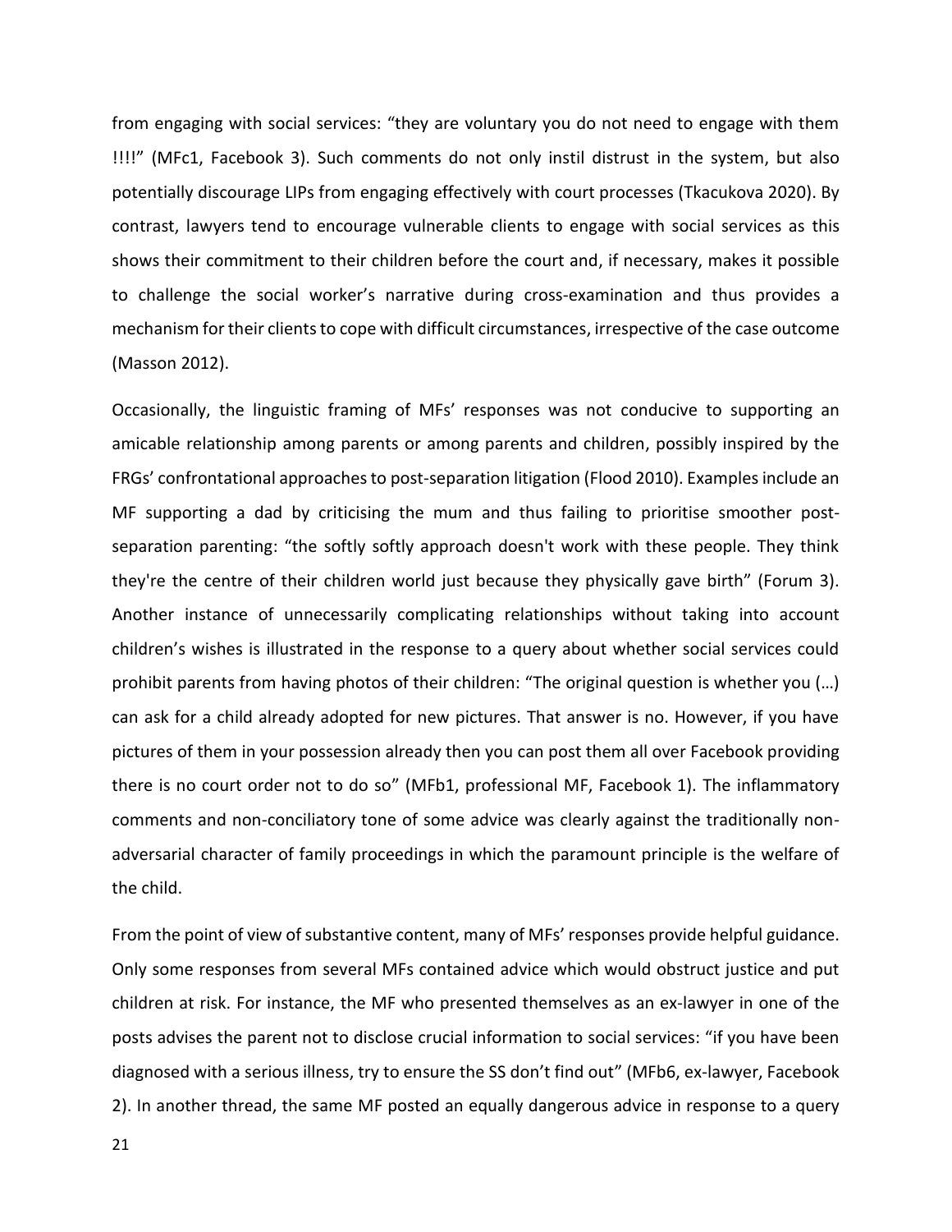from engaging with social services: “they are voluntary you do not need to engage with them !!!!” (MFc1, Facebook 3). Such comments do not only instil distrust in the system, but also potentially discourage LIPs from engaging effectively with court processes (Tkacukova 2020). By contrast, lawyers tend to encourage vulnerable clients to engage with social services as this shows their commitment to their children before the court and, if necessary, makes it possible to challenge the social worker’s narrative during cross-examination and thus provides a mechanism for their clients to cope with difficult circumstances, irrespective of the case outcome (Masson 2012).

Occasionally, the linguistic framing of MFs’ responses was not conducive to supporting an amicable relationship among parents or among parents and children, possibly inspired by the FRGs’ confrontational approaches to post-separation litigation (Flood 2010). Examples include an MF supporting a dad by criticising the mum and thus failing to prioritise smoother post-separation parenting: “the softly softly approach doesn't work with these people. They think they're the centre of their children world just because they physically gave birth” (Forum 3). Another instance of unnecessarily complicating relationships without taking into account children’s wishes is illustrated in the response to a query about whether social services could prohibit parents from having photos of their children: “The original question is whether you (…) can ask for a child already adopted for new pictures. That answer is no. However, if you have pictures of them in your possession already then you can post them all over Facebook providing there is no court order not to do so” (MFb1, professional MF, Facebook 1). The inflammatory comments and non-conciliatory tone of some advice was clearly against the traditionally non-adversarial character of family proceedings in which the paramount principle is the welfare of the child.

From the point of view of substantive content, many of MFs’ responses provide helpful guidance. Only some responses from several MFs contained advice which would obstruct justice and put children at risk. For instance, the MF who presented themselves as an ex-lawyer in one of the posts advises the parent not to disclose crucial information to social services: “if you have been diagnosed with a serious illness, try to ensure the SS don’t find out” (MFb6, ex-lawyer, Facebook 2). In another thread, the same MF posted an equally dangerous advice in response to a query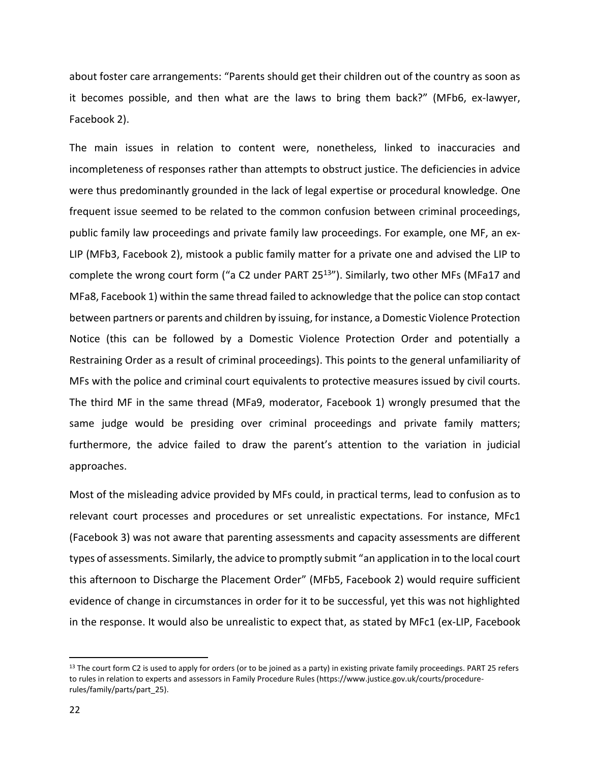about foster care arrangements: "Parents should get their children out of the country as soon as it becomes possible, and then what are the laws to bring them back?" (MFb6, ex-lawyer, Facebook 2).

The main issues in relation to content were, nonetheless, linked to inaccuracies and incompleteness of responses rather than attempts to obstruct justice. The deficiencies in advice were thus predominantly grounded in the lack of legal expertise or procedural knowledge. One frequent issue seemed to be related to the common confusion between criminal proceedings, public family law proceedings and private family law proceedings. For example, one MF, an ex-LIP (MFb3, Facebook 2), mistook a public family matter for a private one and advised the LIP to complete the wrong court form ("a C2 under PART 25[13]"). Similarly, two other MFs (MFa17 and MFa8, Facebook 1) within the same thread failed to acknowledge that the police can stop contact between partners or parents and children by issuing, for instance, a Domestic Violence Protection Notice (this can be followed by a Domestic Violence Protection Order and potentially a Restraining Order as a result of criminal proceedings). This points to the general unfamiliarity of MFs with the police and criminal court equivalents to protective measures issued by civil courts. The third MF in the same thread (MFa9, moderator, Facebook 1) wrongly presumed that the same judge would be presiding over criminal proceedings and private family matters; furthermore, the advice failed to draw the parent's attention to the variation in judicial approaches.

Most of the misleading advice provided by MFs could, in practical terms, lead to confusion as to relevant court processes and procedures or set unrealistic expectations. For instance, MFc1 (Facebook 3) was not aware that parenting assessments and capacity assessments are different types of assessments. Similarly, the advice to promptly submit "an application in to the local court this afternoon to Discharge the Placement Order" (MFb5, Facebook 2) would require sufficient evidence of change in circumstances in order for it to be successful, yet this was not highlighted in the response. It would also be unrealistic to expect that, as stated by MFc1 (ex-LIP, Facebook

[13] The court form C2 is used to apply for orders (or to be joined as a party) in existing private family proceedings. PART 25 refers to rules in relation to experts and assessors in Family Procedure Rules (https://www.justice.gov.uk/courts/procedure-rules/family/parts/part_25).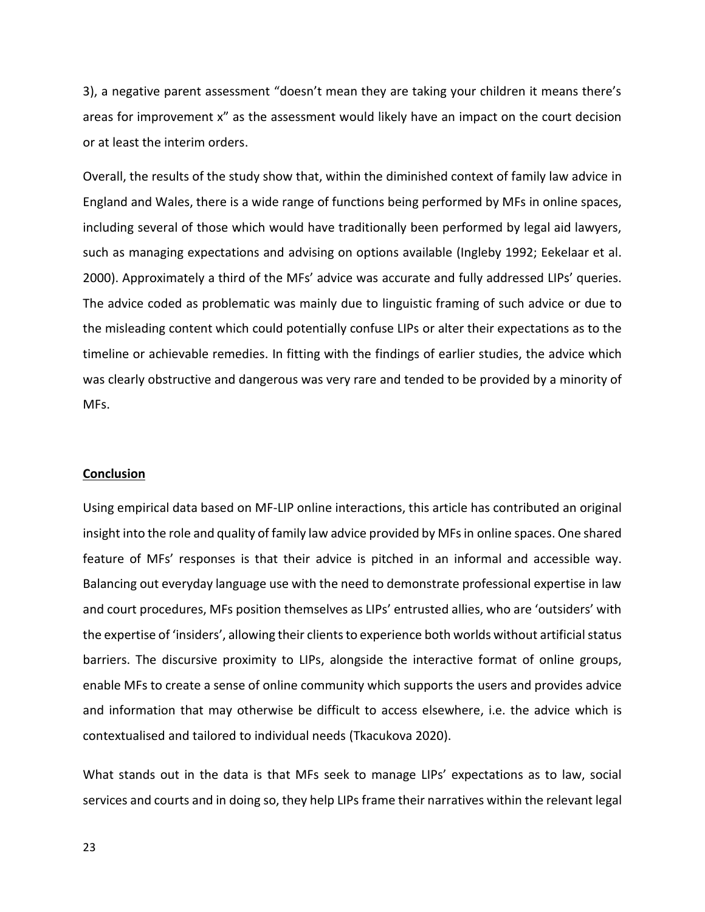3), a negative parent assessment "doesn't mean they are taking your children it means there's areas for improvement x" as the assessment would likely have an impact on the court decision or at least the interim orders.

Overall, the results of the study show that, within the diminished context of family law advice in England and Wales, there is a wide range of functions being performed by MFs in online spaces, including several of those which would have traditionally been performed by legal aid lawyers, such as managing expectations and advising on options available (Ingleby 1992; Eekelaar et al. 2000). Approximately a third of the MFs' advice was accurate and fully addressed LIPs' queries. The advice coded as problematic was mainly due to linguistic framing of such advice or due to the misleading content which could potentially confuse LIPs or alter their expectations as to the timeline or achievable remedies. In fitting with the findings of earlier studies, the advice which was clearly obstructive and dangerous was very rare and tended to be provided by a minority of MFs.

## Conclusion

Using empirical data based on MF-LIP online interactions, this article has contributed an original insight into the role and quality of family law advice provided by MFs in online spaces. One shared feature of MFs' responses is that their advice is pitched in an informal and accessible way. Balancing out everyday language use with the need to demonstrate professional expertise in law and court procedures, MFs position themselves as LIPs' entrusted allies, who are 'outsiders' with the expertise of 'insiders', allowing their clients to experience both worlds without artificial status barriers. The discursive proximity to LIPs, alongside the interactive format of online groups, enable MFs to create a sense of online community which supports the users and provides advice and information that may otherwise be difficult to access elsewhere, i.e. the advice which is contextualised and tailored to individual needs (Tkacukova 2020).

What stands out in the data is that MFs seek to manage LIPs' expectations as to law, social services and courts and in doing so, they help LIPs frame their narratives within the relevant legal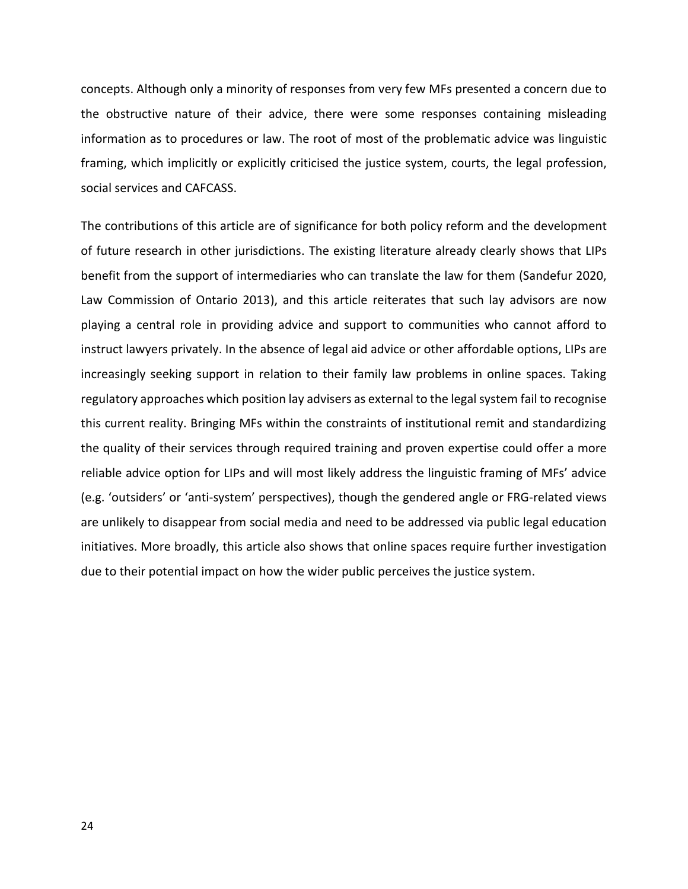concepts. Although only a minority of responses from very few MFs presented a concern due to the obstructive nature of their advice, there were some responses containing misleading information as to procedures or law. The root of most of the problematic advice was linguistic framing, which implicitly or explicitly criticised the justice system, courts, the legal profession, social services and CAFCASS.

The contributions of this article are of significance for both policy reform and the development of future research in other jurisdictions. The existing literature already clearly shows that LIPs benefit from the support of intermediaries who can translate the law for them (Sandefur 2020, Law Commission of Ontario 2013), and this article reiterates that such lay advisors are now playing a central role in providing advice and support to communities who cannot afford to instruct lawyers privately. In the absence of legal aid advice or other affordable options, LIPs are increasingly seeking support in relation to their family law problems in online spaces. Taking regulatory approaches which position lay advisers as external to the legal system fail to recognise this current reality. Bringing MFs within the constraints of institutional remit and standardizing the quality of their services through required training and proven expertise could offer a more reliable advice option for LIPs and will most likely address the linguistic framing of MFs' advice (e.g. 'outsiders' or 'anti-system' perspectives), though the gendered angle or FRG-related views are unlikely to disappear from social media and need to be addressed via public legal education initiatives. More broadly, this article also shows that online spaces require further investigation due to their potential impact on how the wider public perceives the justice system.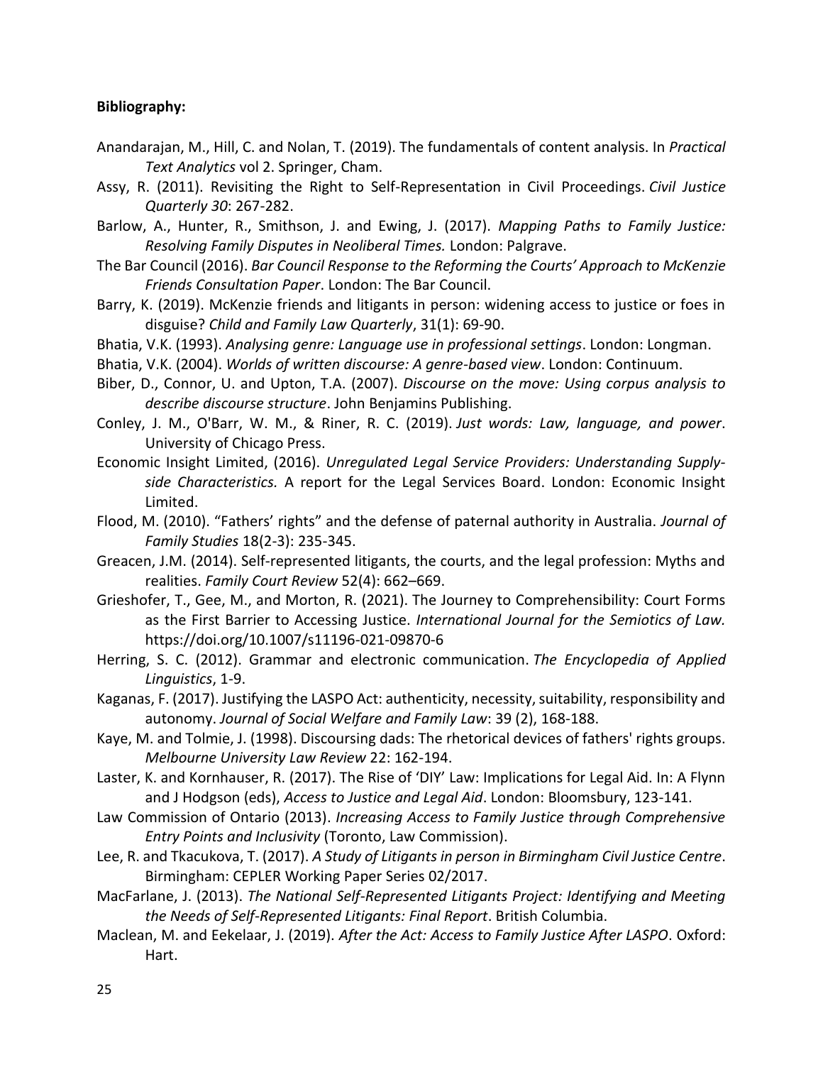**Bibliography:**

Anandarajan, M., Hill, C. and Nolan, T. (2019). The fundamentals of content analysis. In *Practical Text Analytics* vol 2. Springer, Cham.

Assy, R. (2011). Revisiting the Right to Self-Representation in Civil Proceedings. *Civil Justice Quarterly 30*: 267-282.

Barlow, A., Hunter, R., Smithson, J. and Ewing, J. (2017). *Mapping Paths to Family Justice: Resolving Family Disputes in Neoliberal Times.* London: Palgrave.

The Bar Council (2016). *Bar Council Response to the Reforming the Courts' Approach to McKenzie Friends Consultation Paper*. London: The Bar Council.

Barry, K. (2019). McKenzie friends and litigants in person: widening access to justice or foes in disguise? *Child and Family Law Quarterly*, 31(1): 69-90.

Bhatia, V.K. (1993). *Analysing genre: Language use in professional settings*. London: Longman.

Bhatia, V.K. (2004). *Worlds of written discourse: A genre-based view*. London: Continuum.

Biber, D., Connor, U. and Upton, T.A. (2007). *Discourse on the move: Using corpus analysis to describe discourse structure*. John Benjamins Publishing.

Conley, J. M., O'Barr, W. M., & Riner, R. C. (2019). *Just words: Law, language, and power*. University of Chicago Press.

Economic Insight Limited, (2016). *Unregulated Legal Service Providers: Understanding Supply-side Characteristics.* A report for the Legal Services Board. London: Economic Insight Limited.

Flood, M. (2010). "Fathers' rights" and the defense of paternal authority in Australia. *Journal of Family Studies* 18(2-3): 235-345.

Greacen, J.M. (2014). Self-represented litigants, the courts, and the legal profession: Myths and realities. *Family Court Review* 52(4): 662–669.

Grieshofer, T., Gee, M., and Morton, R. (2021). The Journey to Comprehensibility: Court Forms as the First Barrier to Accessing Justice. *International Journal for the Semiotics of Law.* https://doi.org/10.1007/s11196-021-09870-6

Herring, S. C. (2012). Grammar and electronic communication. *The Encyclopedia of Applied Linguistics*, 1-9.

Kaganas, F. (2017). Justifying the LASPO Act: authenticity, necessity, suitability, responsibility and autonomy. *Journal of Social Welfare and Family Law*: 39 (2), 168-188.

Kaye, M. and Tolmie, J. (1998). Discoursing dads: The rhetorical devices of fathers' rights groups. *Melbourne University Law Review* 22: 162-194.

Laster, K. and Kornhauser, R. (2017). The Rise of 'DIY' Law: Implications for Legal Aid. In: A Flynn and J Hodgson (eds), *Access to Justice and Legal Aid*. London: Bloomsbury, 123-141.

Law Commission of Ontario (2013). *Increasing Access to Family Justice through Comprehensive Entry Points and Inclusivity* (Toronto, Law Commission).

Lee, R. and Tkacukova, T. (2017). *A Study of Litigants in person in Birmingham Civil Justice Centre*. Birmingham: CEPLER Working Paper Series 02/2017.

MacFarlane, J. (2013). *The National Self-Represented Litigants Project: Identifying and Meeting the Needs of Self-Represented Litigants: Final Report*. British Columbia.

Maclean, M. and Eekelaar, J. (2019). *After the Act: Access to Family Justice After LASPO*. Oxford: Hart.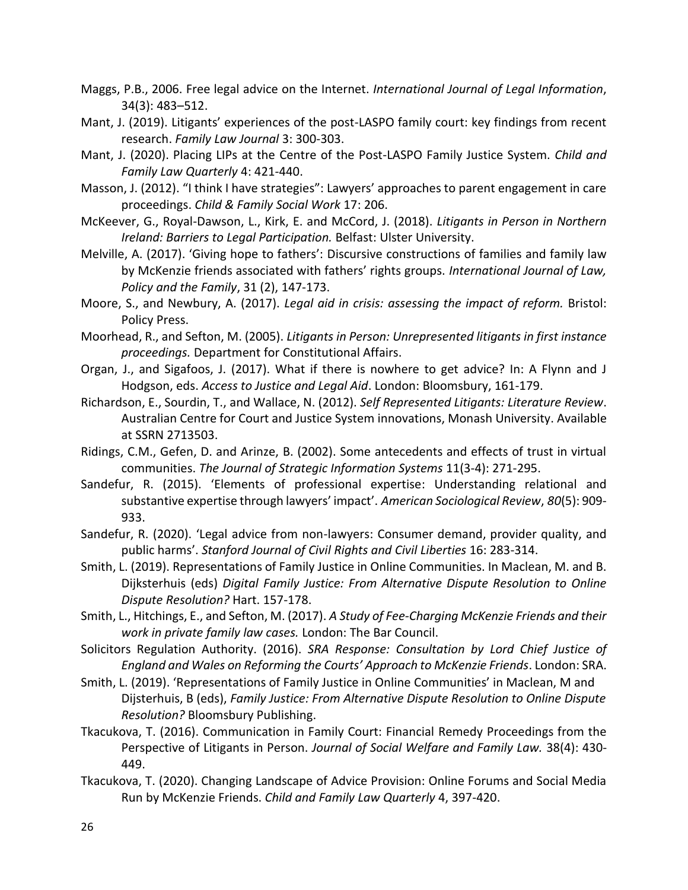Maggs, P.B., 2006. Free legal advice on the Internet. *International Journal of Legal Information*, 34(3): 483–512.

Mant, J. (2019). Litigants' experiences of the post-LASPO family court: key findings from recent research. *Family Law Journal* 3: 300-303.

Mant, J. (2020). Placing LIPs at the Centre of the Post-LASPO Family Justice System. *Child and Family Law Quarterly* 4: 421-440.

Masson, J. (2012). "I think I have strategies": Lawyers' approaches to parent engagement in care proceedings. *Child & Family Social Work* 17: 206.

McKeever, G., Royal-Dawson, L., Kirk, E. and McCord, J. (2018). *Litigants in Person in Northern Ireland: Barriers to Legal Participation.* Belfast: Ulster University.

Melville, A. (2017). 'Giving hope to fathers': Discursive constructions of families and family law by McKenzie friends associated with fathers' rights groups. *International Journal of Law, Policy and the Family*, 31 (2), 147-173.

Moore, S., and Newbury, A. (2017). *Legal aid in crisis: assessing the impact of reform.* Bristol: Policy Press.

Moorhead, R., and Sefton, M. (2005). *Litigants in Person: Unrepresented litigants in first instance proceedings.* Department for Constitutional Affairs.

Organ, J., and Sigafoos, J. (2017). What if there is nowhere to get advice? In: A Flynn and J Hodgson, eds. *Access to Justice and Legal Aid*. London: Bloomsbury, 161-179.

Richardson, E., Sourdin, T., and Wallace, N. (2012). *Self Represented Litigants: Literature Review*. Australian Centre for Court and Justice System innovations, Monash University. Available at SSRN 2713503.

Ridings, C.M., Gefen, D. and Arinze, B. (2002). Some antecedents and effects of trust in virtual communities. *The Journal of Strategic Information Systems* 11(3-4): 271-295.

Sandefur, R. (2015). 'Elements of professional expertise: Understanding relational and substantive expertise through lawyers' impact'. *American Sociological Review*, *80*(5): 909-933.

Sandefur, R. (2020). 'Legal advice from non-lawyers: Consumer demand, provider quality, and public harms'. *Stanford Journal of Civil Rights and Civil Liberties* 16: 283-314.

Smith, L. (2019). Representations of Family Justice in Online Communities. In Maclean, M. and B. Dijksterhuis (eds) *Digital Family Justice: From Alternative Dispute Resolution to Online Dispute Resolution?* Hart. 157-178.

Smith, L., Hitchings, E., and Sefton, M. (2017). *A Study of Fee-Charging McKenzie Friends and their work in private family law cases.* London: The Bar Council.

Solicitors Regulation Authority. (2016). *SRA Response: Consultation by Lord Chief Justice of England and Wales on Reforming the Courts' Approach to McKenzie Friends*. London: SRA.

Smith, L. (2019). 'Representations of Family Justice in Online Communities' in Maclean, M and Dijsterhuis, B (eds), *Family Justice: From Alternative Dispute Resolution to Online Dispute Resolution?* Bloomsbury Publishing.

Tkacukova, T. (2016). Communication in Family Court: Financial Remedy Proceedings from the Perspective of Litigants in Person. *Journal of Social Welfare and Family Law.* 38(4): 430-449.

Tkacukova, T. (2020). Changing Landscape of Advice Provision: Online Forums and Social Media Run by McKenzie Friends. *Child and Family Law Quarterly* 4, 397-420.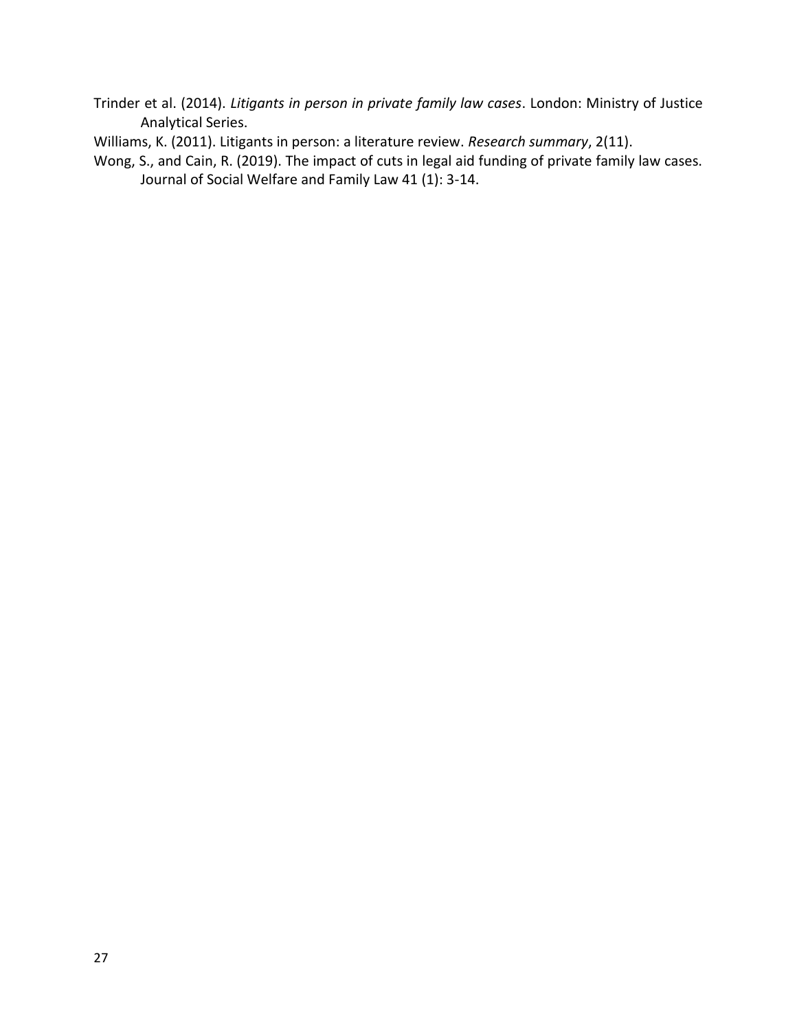Trinder et al. (2014). *Litigants in person in private family law cases*. London: Ministry of Justice Analytical Series.

Williams, K. (2011). Litigants in person: a literature review. *Research summary*, 2(11).

Wong, S., and Cain, R. (2019). The impact of cuts in legal aid funding of private family law cases. Journal of Social Welfare and Family Law 41 (1): 3-14.